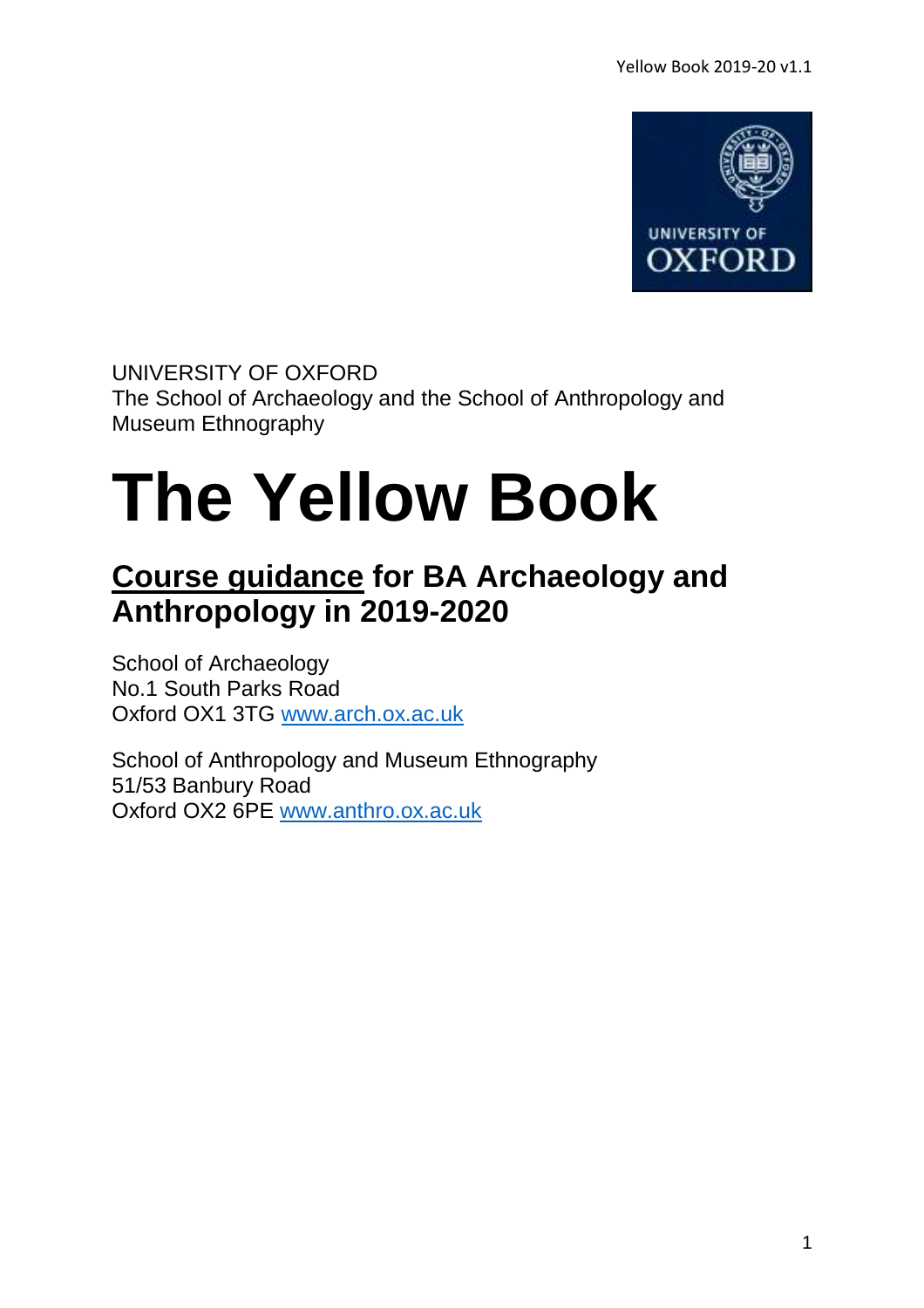UNIVERSITY OF OXFORD
The School of Archaeology and the School of Anthropology and Museum Ethnography

# The Yellow Book

## Course guidance for BA Archaeology and Anthropology in 2019-2020

School of Archaeology
No.1 South Parks Road
Oxford OX1 3TG [www.arch.ox.ac.uk](www.arch.ox.ac.uk)

School of Anthropology and Museum Ethnography
51/53 Banbury Road
Oxford OX2 6PE [www.anthro.ox.ac.uk](www.anthro.ox.ac.uk)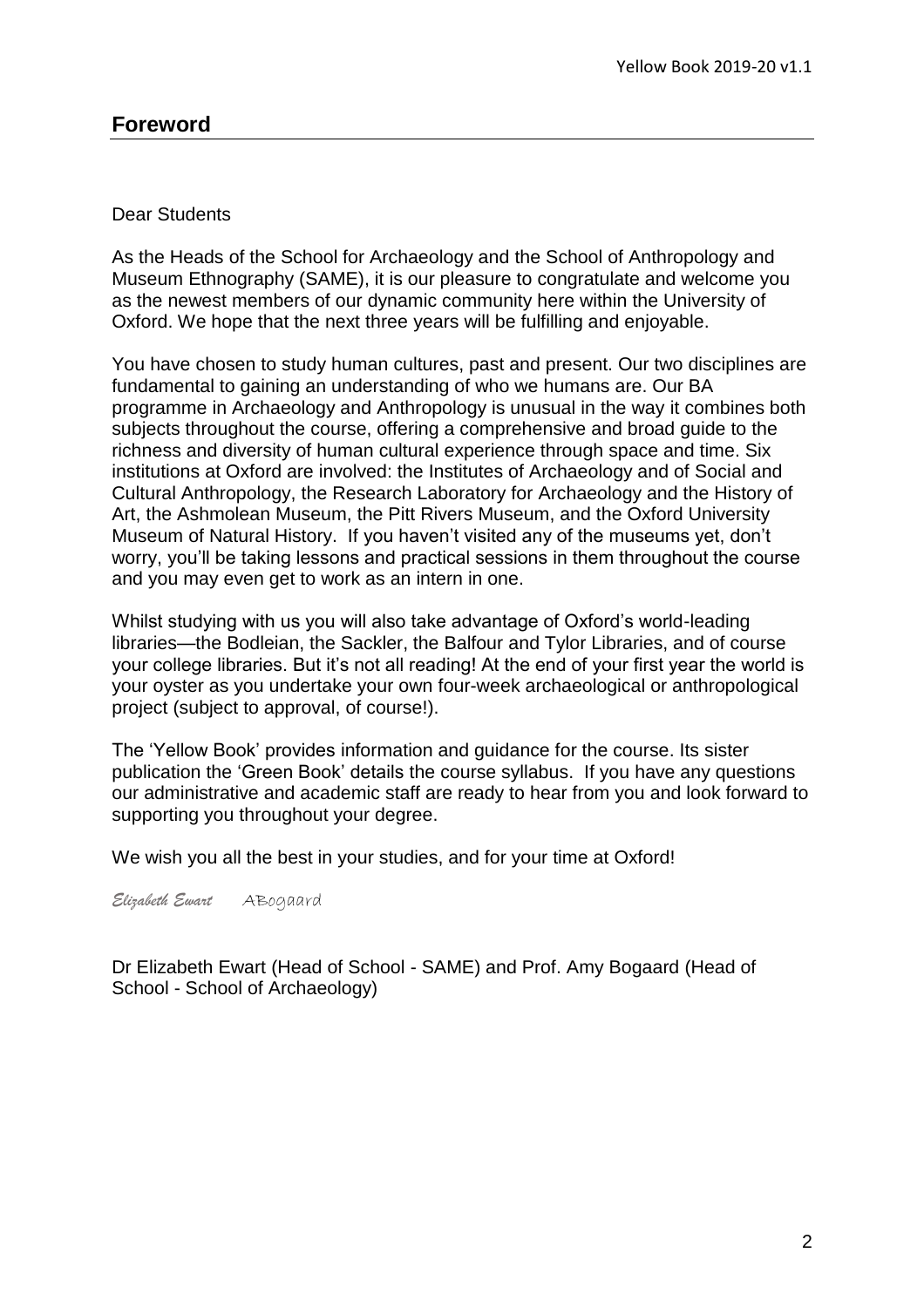## Foreword

Dear Students

As the Heads of the School for Archaeology and the School of Anthropology and Museum Ethnography (SAME), it is our pleasure to congratulate and welcome you as the newest members of our dynamic community here within the University of Oxford. We hope that the next three years will be fulfilling and enjoyable.

You have chosen to study human cultures, past and present. Our two disciplines are fundamental to gaining an understanding of who we humans are. Our BA programme in Archaeology and Anthropology is unusual in the way it combines both subjects throughout the course, offering a comprehensive and broad guide to the richness and diversity of human cultural experience through space and time. Six institutions at Oxford are involved: the Institutes of Archaeology and of Social and Cultural Anthropology, the Research Laboratory for Archaeology and the History of Art, the Ashmolean Museum, the Pitt Rivers Museum, and the Oxford University Museum of Natural History. If you haven't visited any of the museums yet, don't worry, you'll be taking lessons and practical sessions in them throughout the course and you may even get to work as an intern in one.

Whilst studying with us you will also take advantage of Oxford's world-leading libraries—the Bodleian, the Sackler, the Balfour and Tylor Libraries, and of course your college libraries. But it's not all reading! At the end of your first year the world is your oyster as you undertake your own four-week archaeological or anthropological project (subject to approval, of course!).

The 'Yellow Book' provides information and guidance for the course. Its sister publication the 'Green Book' details the course syllabus. If you have any questions our administrative and academic staff are ready to hear from you and look forward to supporting you throughout your degree.

We wish you all the best in your studies, and for your time at Oxford!

*Elizabeth Ewart* ABogaard

Dr Elizabeth Ewart (Head of School - SAME) and Prof. Amy Bogaard (Head of School - School of Archaeology)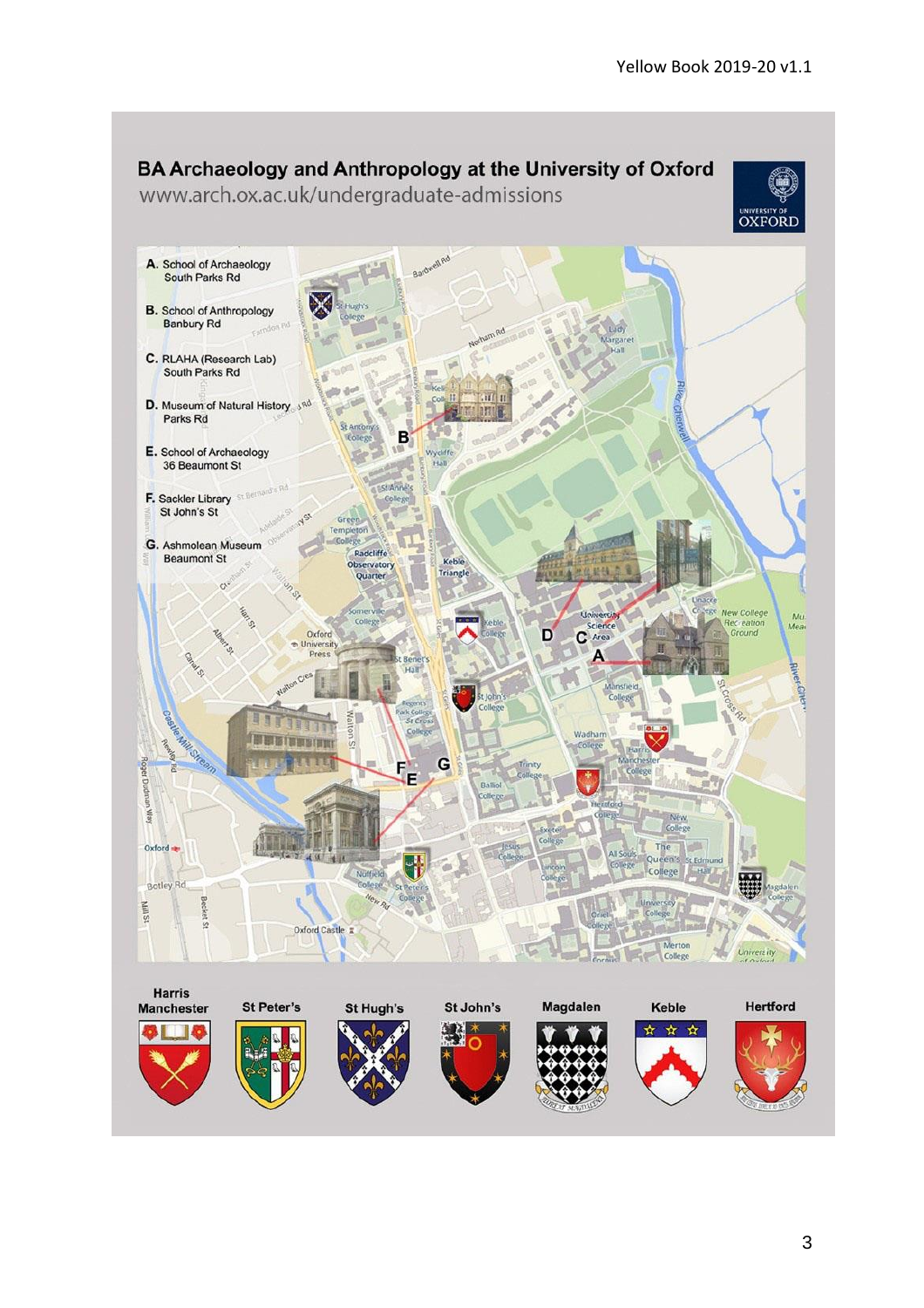## BA Archaeology and Anthropology at the University of Oxford

www.arch.ox.ac.uk/undergraduate-admissions

**A.** School of Archaeology
South Parks Rd

**B.** School of Anthropology
Banbury Rd

**C.** RLAHA (Research Lab)
South Parks Rd

**D.** Museum of Natural History
Parks Rd

**E.** School of Archaeology
36 Beaumont St

**F.** Sackler Library
St John's St

**G.** Ashmolean Museum
Beaumont St

Harris Manchester | St Peter's | St Hugh's | St John's | Magdalen | Keble | Hertford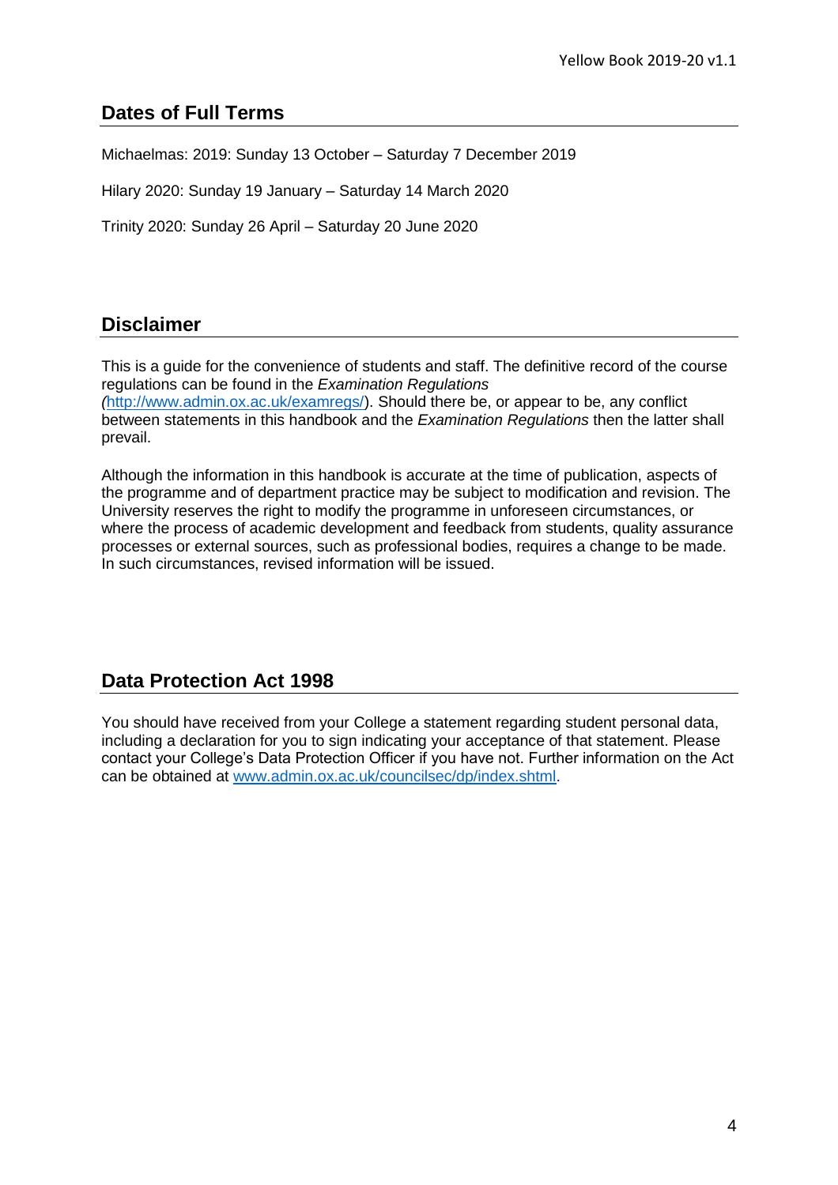## Dates of Full Terms

Michaelmas: 2019: Sunday 13 October – Saturday 7 December 2019

Hilary 2020: Sunday 19 January – Saturday 14 March 2020

Trinity 2020: Sunday 26 April – Saturday 20 June 2020

## Disclaimer

This is a guide for the convenience of students and staff. The definitive record of the course regulations can be found in the *Examination Regulations (*http://www.admin.ox.ac.uk/examregs/). Should there be, or appear to be, any conflict between statements in this handbook and the *Examination Regulations* then the latter shall prevail.

Although the information in this handbook is accurate at the time of publication, aspects of the programme and of department practice may be subject to modification and revision. The University reserves the right to modify the programme in unforeseen circumstances, or where the process of academic development and feedback from students, quality assurance processes or external sources, such as professional bodies, requires a change to be made. In such circumstances, revised information will be issued.

## Data Protection Act 1998

You should have received from your College a statement regarding student personal data, including a declaration for you to sign indicating your acceptance of that statement. Please contact your College's Data Protection Officer if you have not. Further information on the Act can be obtained at www.admin.ox.ac.uk/councilsec/dp/index.shtml.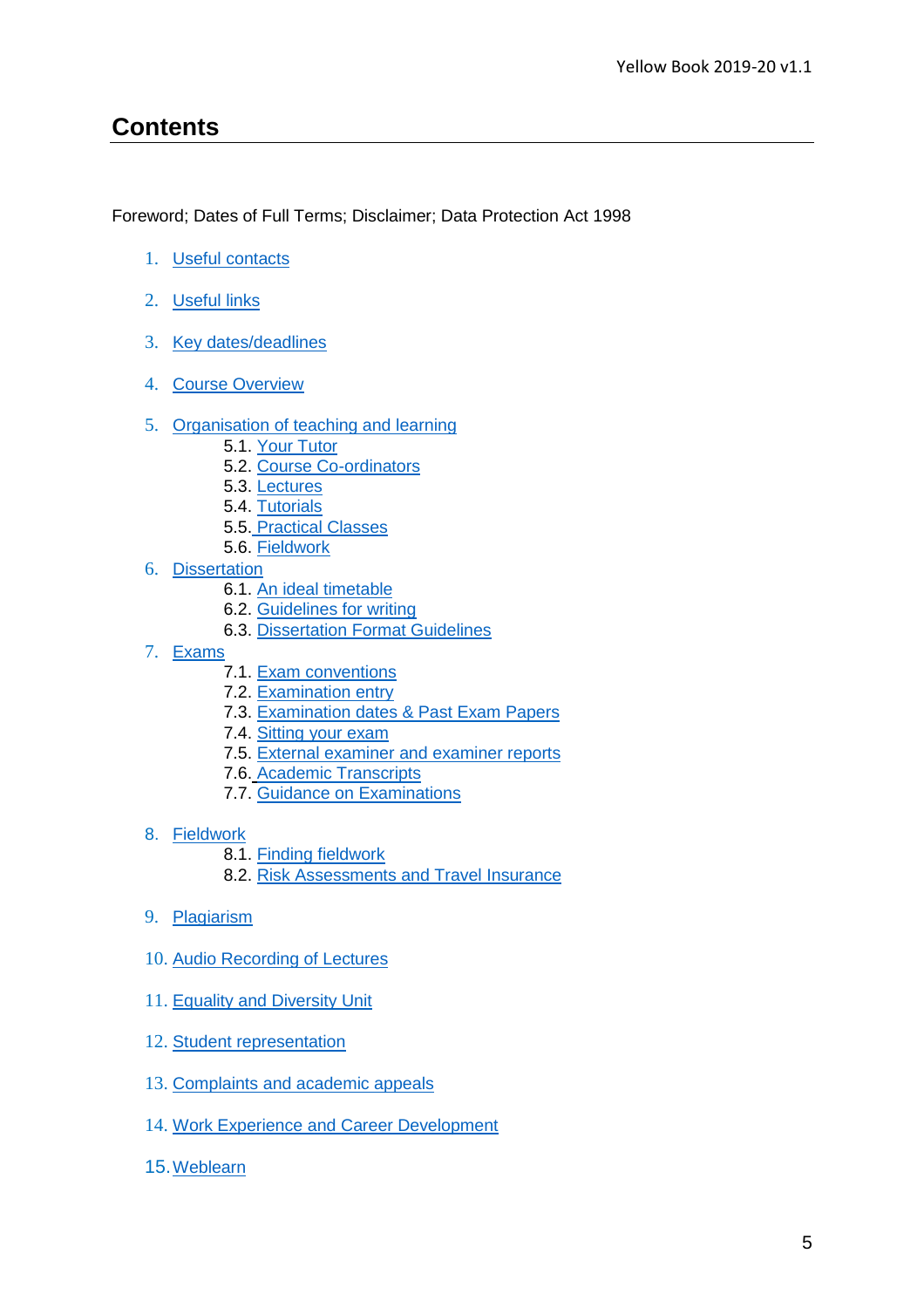# Contents

Foreword; Dates of Full Terms; Disclaimer; Data Protection Act 1998

1. Useful contacts
2. Useful links
3. Key dates/deadlines
4. Course Overview
5. Organisation of teaching and learning
    - 5.1. Your Tutor
    - 5.2. Course Co-ordinators
    - 5.3. Lectures
    - 5.4. Tutorials
    - 5.5. Practical Classes
    - 5.6. Fieldwork
6. Dissertation
    - 6.1. An ideal timetable
    - 6.2. Guidelines for writing
    - 6.3. Dissertation Format Guidelines
7. Exams
    - 7.1. Exam conventions
    - 7.2. Examination entry
    - 7.3. Examination dates & Past Exam Papers
    - 7.4. Sitting your exam
    - 7.5. External examiner and examiner reports
    - 7.6. Academic Transcripts
    - 7.7. Guidance on Examinations
8. Fieldwork
    - 8.1. Finding fieldwork
    - 8.2. Risk Assessments and Travel Insurance
9. Plagiarism
10. Audio Recording of Lectures
11. Equality and Diversity Unit
12. Student representation
13. Complaints and academic appeals
14. Work Experience and Career Development
15. Weblearn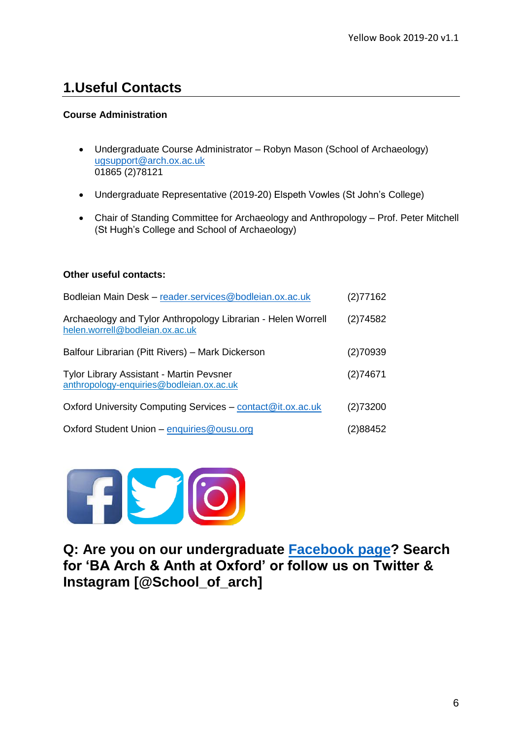# 1.Useful Contacts

**Course Administration**

- Undergraduate Course Administrator – Robyn Mason (School of Archaeology)
  ugsupport@arch.ox.ac.uk
  01865 (2)78121
- Undergraduate Representative (2019-20) Elspeth Vowles (St John's College)
- Chair of Standing Committee for Archaeology and Anthropology – Prof. Peter Mitchell (St Hugh's College and School of Archaeology)

**Other useful contacts:**

| | |
|---|---|
| Bodleian Main Desk – reader.services@bodleian.ox.ac.uk | (2)77162 |
| Archaeology and Tylor Anthropology Librarian - Helen Worrell helen.worrell@bodleian.ox.ac.uk | (2)74582 |
| Balfour Librarian (Pitt Rivers) – Mark Dickerson | (2)70939 |
| Tylor Library Assistant - Martin Pevsner anthropology-enquiries@bodleian.ox.ac.uk | (2)74671 |
| Oxford University Computing Services – contact@it.ox.ac.uk | (2)73200 |
| Oxford Student Union – enquiries@ousu.org | (2)88452 |

**Q: Are you on our undergraduate Facebook page? Search for 'BA Arch & Anth at Oxford' or follow us on Twitter & Instagram [@School_of_arch]**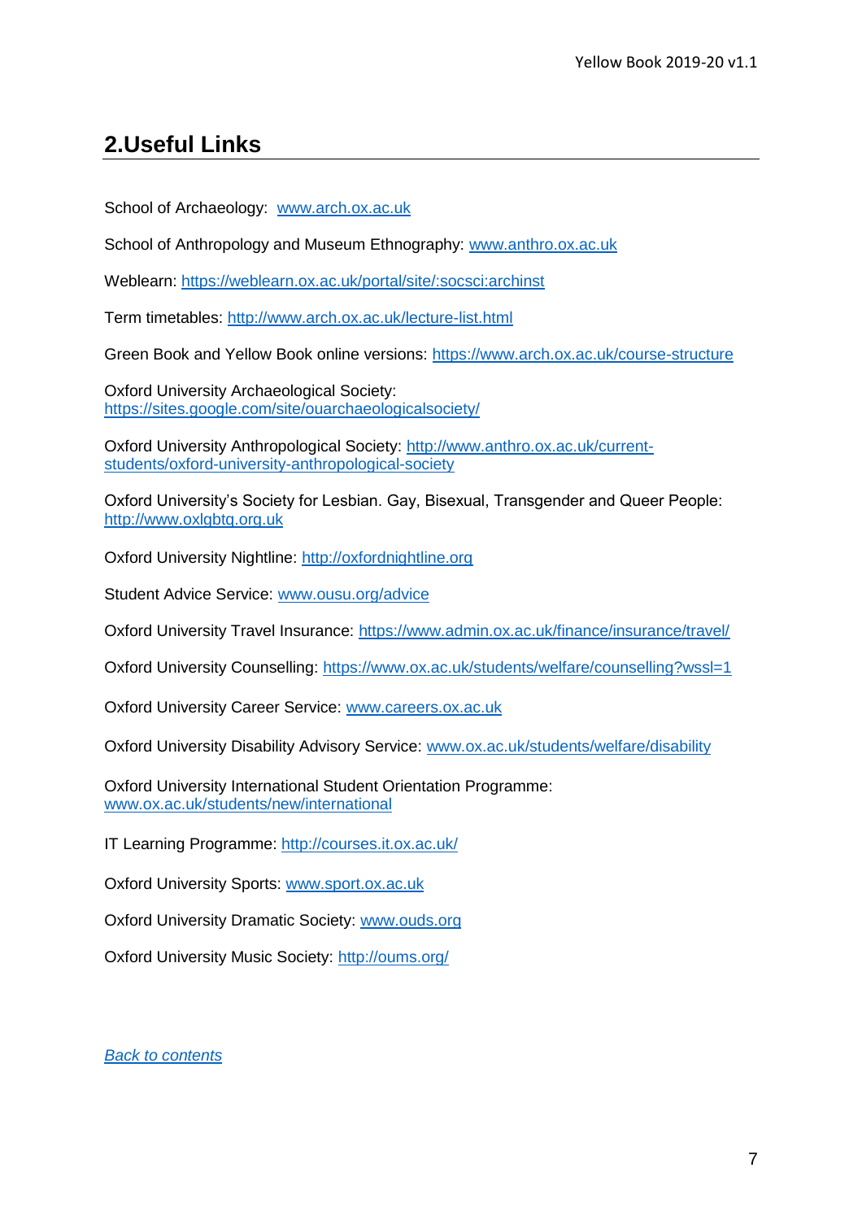## 2.Useful Links

School of Archaeology: [www.arch.ox.ac.uk](http://www.arch.ox.ac.uk)

School of Anthropology and Museum Ethnography: [www.anthro.ox.ac.uk](http://www.anthro.ox.ac.uk)

Weblearn: [https://weblearn.ox.ac.uk/portal/site/:socsci:archinst](https://weblearn.ox.ac.uk/portal/site/:socsci:archinst)

Term timetables: [http://www.arch.ox.ac.uk/lecture-list.html](http://www.arch.ox.ac.uk/lecture-list.html)

Green Book and Yellow Book online versions: [https://www.arch.ox.ac.uk/course-structure](https://www.arch.ox.ac.uk/course-structure)

Oxford University Archaeological Society: [https://sites.google.com/site/ouarchaeologicalsociety/](https://sites.google.com/site/ouarchaeologicalsociety/)

Oxford University Anthropological Society: [http://www.anthro.ox.ac.uk/current-students/oxford-university-anthropological-society](http://www.anthro.ox.ac.uk/current-students/oxford-university-anthropological-society)

Oxford University's Society for Lesbian. Gay, Bisexual, Transgender and Queer People: [http://www.oxlgbtq.org.uk](http://www.oxlgbtq.org.uk)

Oxford University Nightline: [http://oxfordnightline.org](http://oxfordnightline.org)

Student Advice Service: [www.ousu.org/advice](http://www.ousu.org/advice)

Oxford University Travel Insurance: [https://www.admin.ox.ac.uk/finance/insurance/travel/](https://www.admin.ox.ac.uk/finance/insurance/travel/)

Oxford University Counselling: [https://www.ox.ac.uk/students/welfare/counselling?wssl=1](https://www.ox.ac.uk/students/welfare/counselling?wssl=1)

Oxford University Career Service: [www.careers.ox.ac.uk](http://www.careers.ox.ac.uk)

Oxford University Disability Advisory Service: [www.ox.ac.uk/students/welfare/disability](http://www.ox.ac.uk/students/welfare/disability)

Oxford University International Student Orientation Programme: [www.ox.ac.uk/students/new/international](http://www.ox.ac.uk/students/new/international)

IT Learning Programme: [http://courses.it.ox.ac.uk/](http://courses.it.ox.ac.uk/)

Oxford University Sports: [www.sport.ox.ac.uk](http://www.sport.ox.ac.uk)

Oxford University Dramatic Society: [www.ouds.org](http://www.ouds.org)

Oxford University Music Society: [http://oums.org/](http://oums.org/)

*Back to contents*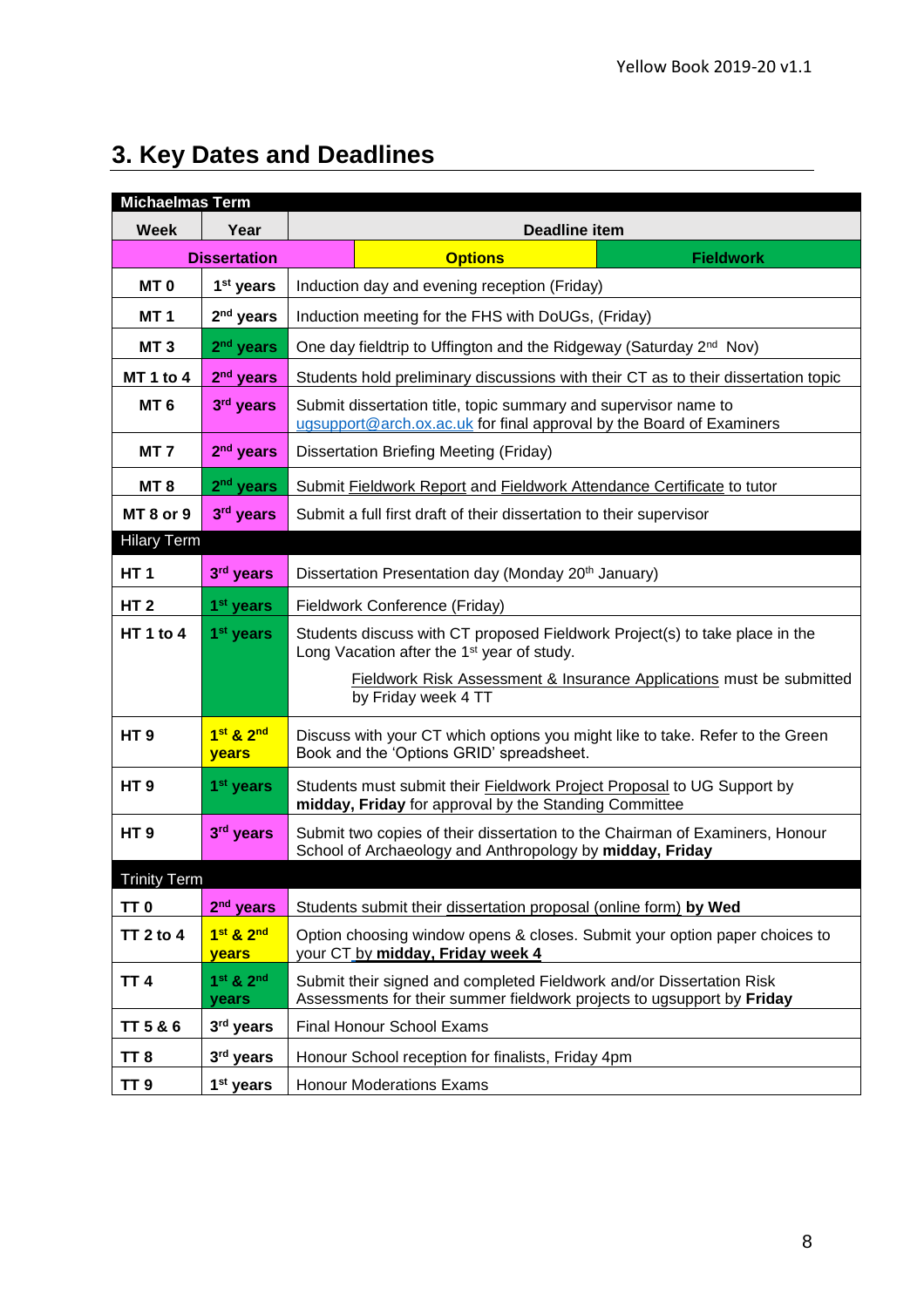## 3. Key Dates and Deadlines

| Week | Year | Deadline item |
|---|---|---|
| **Michaelmas Term** | | |
| **Dissertation** | **Options** | **Fieldwork** |
| **MT 0** | **1st years** | Induction day and evening reception (Friday) |
| **MT 1** | **2nd years** | Induction meeting for the FHS with DoUGs, (Friday) |
| **MT 3** | **2nd years** | One day fieldtrip to Uffington and the Ridgeway (Saturday 2nd Nov) |
| **MT 1 to 4** | **2nd years** | Students hold preliminary discussions with their CT as to their dissertation topic |
| **MT 6** | **3rd years** | Submit dissertation title, topic summary and supervisor name to ugsupport@arch.ox.ac.uk for final approval by the Board of Examiners |
| **MT 7** | **2nd years** | Dissertation Briefing Meeting (Friday) |
| **MT 8** | **2nd years** | Submit Fieldwork Report and Fieldwork Attendance Certificate to tutor |
| **MT 8 or 9** | **3rd years** | Submit a full first draft of their dissertation to their supervisor |
| **Hilary Term** | | |
| **HT 1** | **3rd years** | Dissertation Presentation day (Monday 20th January) |
| **HT 2** | **1st years** | Fieldwork Conference (Friday) |
| **HT 1 to 4** | **1st years** | Students discuss with CT proposed Fieldwork Project(s) to take place in the Long Vacation after the 1st year of study. Fieldwork Risk Assessment & Insurance Applications must be submitted by Friday week 4 TT |
| **HT 9** | **1st & 2nd years** | Discuss with your CT which options you might like to take. Refer to the Green Book and the 'Options GRID' spreadsheet. |
| **HT 9** | **1st years** | Students must submit their Fieldwork Project Proposal to UG Support by **midday, Friday** for approval by the Standing Committee |
| **HT 9** | **3rd years** | Submit two copies of their dissertation to the Chairman of Examiners, Honour School of Archaeology and Anthropology by **midday, Friday** |
| **Trinity Term** | | |
| **TT 0** | **2nd years** | Students submit their dissertation proposal (online form) **by Wed** |
| **TT 2 to 4** | **1st & 2nd years** | Option choosing window opens & closes. Submit your option paper choices to your CT **by midday, Friday week 4** |
| **TT 4** | **1st & 2nd years** | Submit their signed and completed Fieldwork and/or Dissertation Risk Assessments for their summer fieldwork projects to ugsupport by **Friday** |
| **TT 5 & 6** | **3rd years** | Final Honour School Exams |
| **TT 8** | **3rd years** | Honour School reception for finalists, Friday 4pm |
| **TT 9** | **1st years** | Honour Moderations Exams |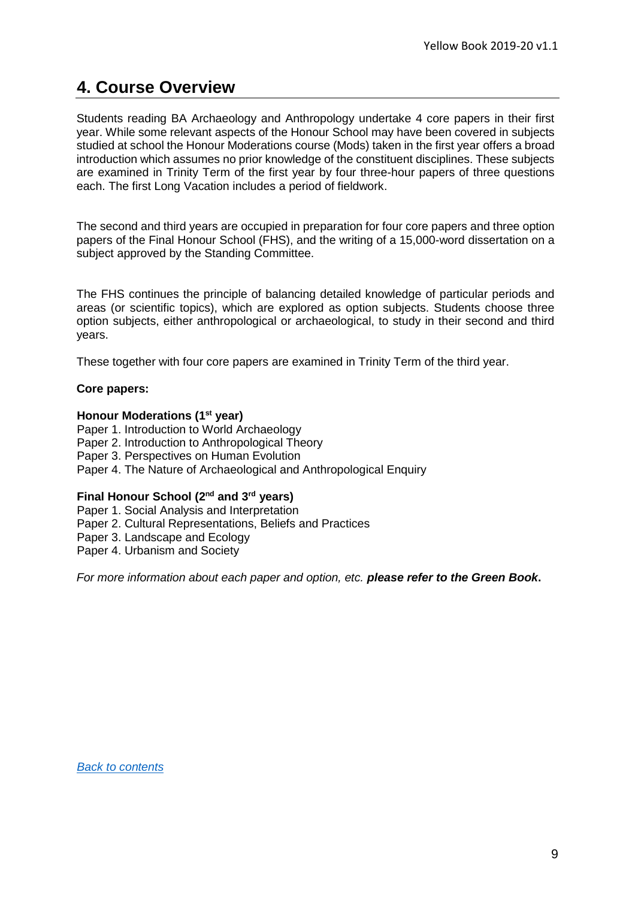## 4. Course Overview

Students reading BA Archaeology and Anthropology undertake 4 core papers in their first year. While some relevant aspects of the Honour School may have been covered in subjects studied at school the Honour Moderations course (Mods) taken in the first year offers a broad introduction which assumes no prior knowledge of the constituent disciplines. These subjects are examined in Trinity Term of the first year by four three-hour papers of three questions each. The first Long Vacation includes a period of fieldwork.

The second and third years are occupied in preparation for four core papers and three option papers of the Final Honour School (FHS), and the writing of a 15,000-word dissertation on a subject approved by the Standing Committee.

The FHS continues the principle of balancing detailed knowledge of particular periods and areas (or scientific topics), which are explored as option subjects. Students choose three option subjects, either anthropological or archaeological, to study in their second and third years.

These together with four core papers are examined in Trinity Term of the third year.

**Core papers:**

**Honour Moderations (1st year)**

Paper 1. Introduction to World Archaeology
Paper 2. Introduction to Anthropological Theory
Paper 3. Perspectives on Human Evolution
Paper 4. The Nature of Archaeological and Anthropological Enquiry

**Final Honour School (2nd and 3rd years)**

Paper 1. Social Analysis and Interpretation
Paper 2. Cultural Representations, Beliefs and Practices
Paper 3. Landscape and Ecology
Paper 4. Urbanism and Society

*For more information about each paper and option, etc.* ***please refer to the Green Book*****.**

*Back to contents*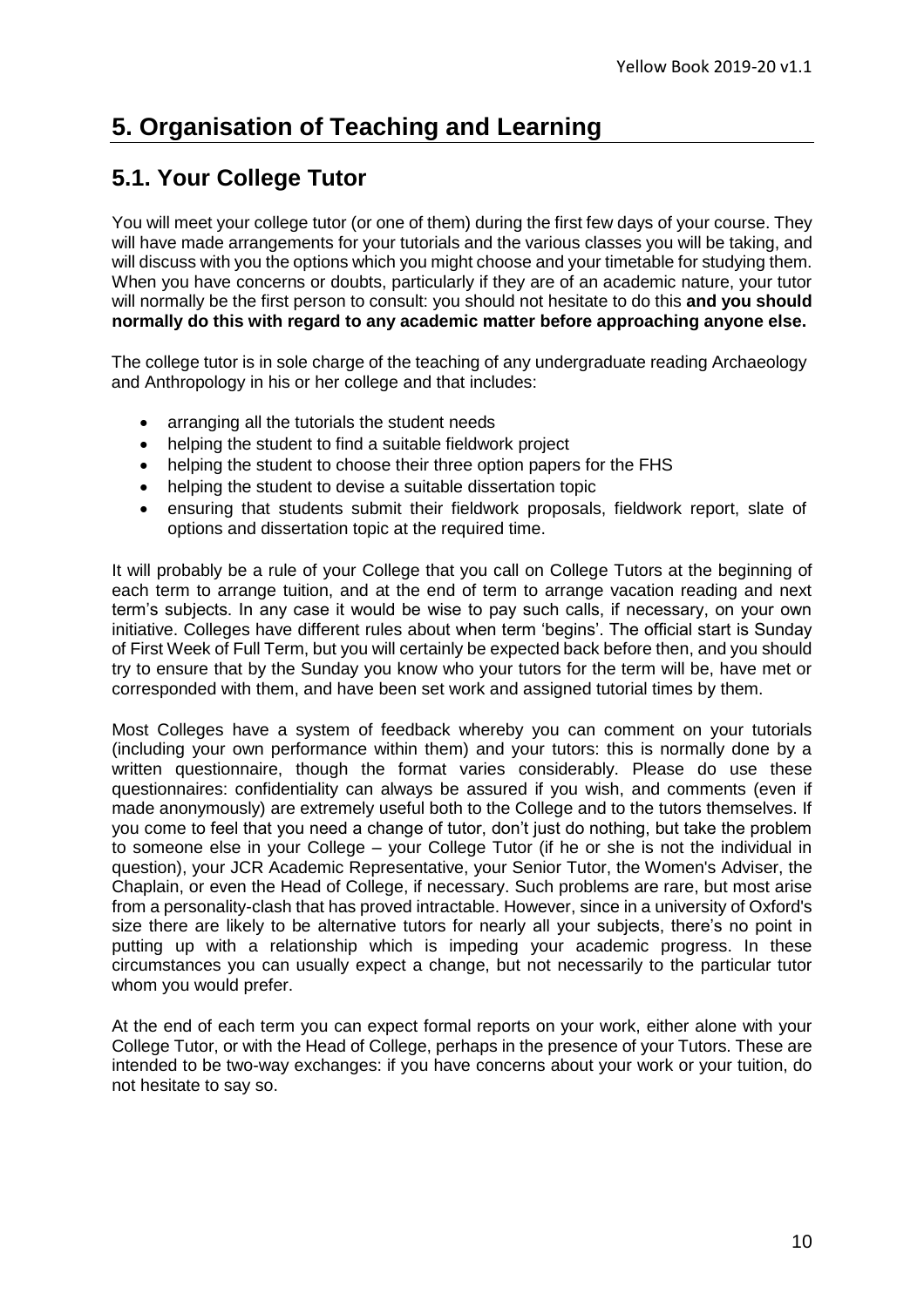# 5. Organisation of Teaching and Learning

## 5.1. Your College Tutor

You will meet your college tutor (or one of them) during the first few days of your course. They will have made arrangements for your tutorials and the various classes you will be taking, and will discuss with you the options which you might choose and your timetable for studying them. When you have concerns or doubts, particularly if they are of an academic nature, your tutor will normally be the first person to consult: you should not hesitate to do this **and you should normally do this with regard to any academic matter before approaching anyone else.**

The college tutor is in sole charge of the teaching of any undergraduate reading Archaeology and Anthropology in his or her college and that includes:

- arranging all the tutorials the student needs
- helping the student to find a suitable fieldwork project
- helping the student to choose their three option papers for the FHS
- helping the student to devise a suitable dissertation topic
- ensuring that students submit their fieldwork proposals, fieldwork report, slate of options and dissertation topic at the required time.

It will probably be a rule of your College that you call on College Tutors at the beginning of each term to arrange tuition, and at the end of term to arrange vacation reading and next term's subjects. In any case it would be wise to pay such calls, if necessary, on your own initiative. Colleges have different rules about when term 'begins'. The official start is Sunday of First Week of Full Term, but you will certainly be expected back before then, and you should try to ensure that by the Sunday you know who your tutors for the term will be, have met or corresponded with them, and have been set work and assigned tutorial times by them.

Most Colleges have a system of feedback whereby you can comment on your tutorials (including your own performance within them) and your tutors: this is normally done by a written questionnaire, though the format varies considerably. Please do use these questionnaires: confidentiality can always be assured if you wish, and comments (even if made anonymously) are extremely useful both to the College and to the tutors themselves. If you come to feel that you need a change of tutor, don't just do nothing, but take the problem to someone else in your College – your College Tutor (if he or she is not the individual in question), your JCR Academic Representative, your Senior Tutor, the Women's Adviser, the Chaplain, or even the Head of College, if necessary. Such problems are rare, but most arise from a personality-clash that has proved intractable. However, since in a university of Oxford's size there are likely to be alternative tutors for nearly all your subjects, there's no point in putting up with a relationship which is impeding your academic progress. In these circumstances you can usually expect a change, but not necessarily to the particular tutor whom you would prefer.

At the end of each term you can expect formal reports on your work, either alone with your College Tutor, or with the Head of College, perhaps in the presence of your Tutors. These are intended to be two-way exchanges: if you have concerns about your work or your tuition, do not hesitate to say so.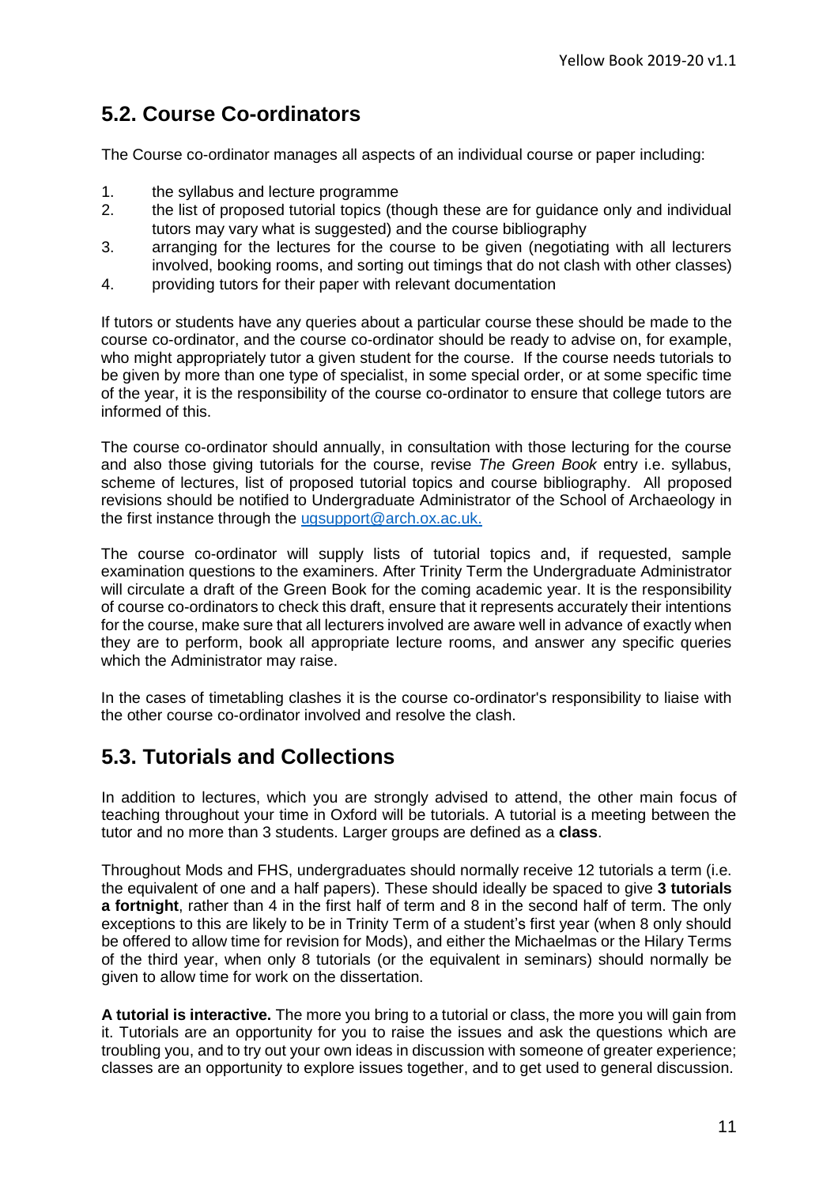## 5.2. Course Co-ordinators

The Course co-ordinator manages all aspects of an individual course or paper including:

1. the syllabus and lecture programme
2. the list of proposed tutorial topics (though these are for guidance only and individual tutors may vary what is suggested) and the course bibliography
3. arranging for the lectures for the course to be given (negotiating with all lecturers involved, booking rooms, and sorting out timings that do not clash with other classes)
4. providing tutors for their paper with relevant documentation

If tutors or students have any queries about a particular course these should be made to the course co-ordinator, and the course co-ordinator should be ready to advise on, for example, who might appropriately tutor a given student for the course. If the course needs tutorials to be given by more than one type of specialist, in some special order, or at some specific time of the year, it is the responsibility of the course co-ordinator to ensure that college tutors are informed of this.

The course co-ordinator should annually, in consultation with those lecturing for the course and also those giving tutorials for the course, revise *The Green Book* entry i.e. syllabus, scheme of lectures, list of proposed tutorial topics and course bibliography. All proposed revisions should be notified to Undergraduate Administrator of the School of Archaeology in the first instance through the ugsupport@arch.ox.ac.uk.

The course co-ordinator will supply lists of tutorial topics and, if requested, sample examination questions to the examiners. After Trinity Term the Undergraduate Administrator will circulate a draft of the Green Book for the coming academic year. It is the responsibility of course co-ordinators to check this draft, ensure that it represents accurately their intentions for the course, make sure that all lecturers involved are aware well in advance of exactly when they are to perform, book all appropriate lecture rooms, and answer any specific queries which the Administrator may raise.

In the cases of timetabling clashes it is the course co-ordinator's responsibility to liaise with the other course co-ordinator involved and resolve the clash.

## 5.3. Tutorials and Collections

In addition to lectures, which you are strongly advised to attend, the other main focus of teaching throughout your time in Oxford will be tutorials. A tutorial is a meeting between the tutor and no more than 3 students. Larger groups are defined as a **class**.

Throughout Mods and FHS, undergraduates should normally receive 12 tutorials a term (i.e. the equivalent of one and a half papers). These should ideally be spaced to give **3 tutorials a fortnight**, rather than 4 in the first half of term and 8 in the second half of term. The only exceptions to this are likely to be in Trinity Term of a student's first year (when 8 only should be offered to allow time for revision for Mods), and either the Michaelmas or the Hilary Terms of the third year, when only 8 tutorials (or the equivalent in seminars) should normally be given to allow time for work on the dissertation.

**A tutorial is interactive.** The more you bring to a tutorial or class, the more you will gain from it. Tutorials are an opportunity for you to raise the issues and ask the questions which are troubling you, and to try out your own ideas in discussion with someone of greater experience; classes are an opportunity to explore issues together, and to get used to general discussion.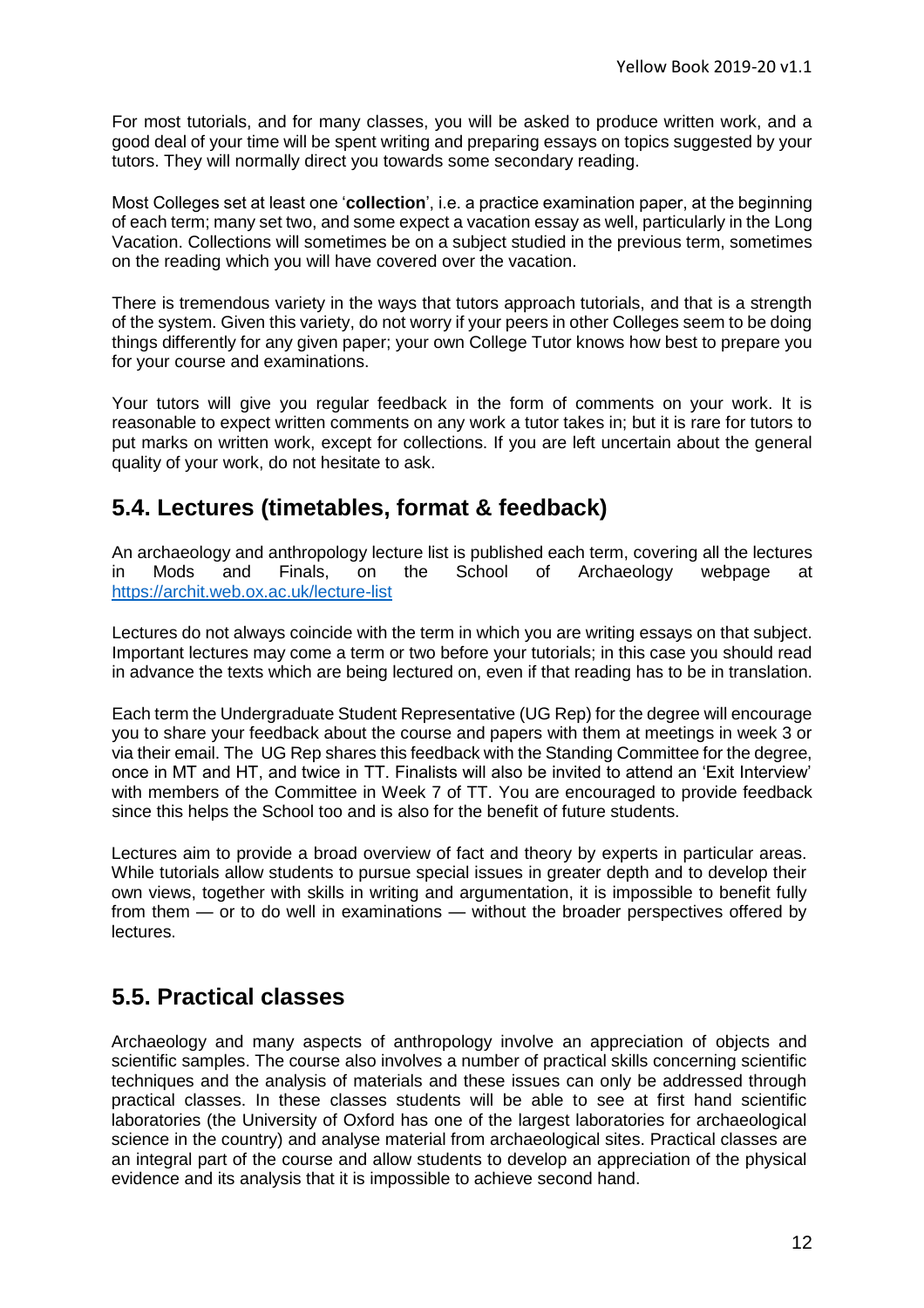For most tutorials, and for many classes, you will be asked to produce written work, and a good deal of your time will be spent writing and preparing essays on topics suggested by your tutors. They will normally direct you towards some secondary reading.

Most Colleges set at least one '**collection**', i.e. a practice examination paper, at the beginning of each term; many set two, and some expect a vacation essay as well, particularly in the Long Vacation. Collections will sometimes be on a subject studied in the previous term, sometimes on the reading which you will have covered over the vacation.

There is tremendous variety in the ways that tutors approach tutorials, and that is a strength of the system. Given this variety, do not worry if your peers in other Colleges seem to be doing things differently for any given paper; your own College Tutor knows how best to prepare you for your course and examinations.

Your tutors will give you regular feedback in the form of comments on your work. It is reasonable to expect written comments on any work a tutor takes in; but it is rare for tutors to put marks on written work, except for collections. If you are left uncertain about the general quality of your work, do not hesitate to ask.

## 5.4. Lectures (timetables, format & feedback)

An archaeology and anthropology lecture list is published each term, covering all the lectures in Mods and Finals, on the School of Archaeology webpage at https://archit.web.ox.ac.uk/lecture-list

Lectures do not always coincide with the term in which you are writing essays on that subject. Important lectures may come a term or two before your tutorials; in this case you should read in advance the texts which are being lectured on, even if that reading has to be in translation.

Each term the Undergraduate Student Representative (UG Rep) for the degree will encourage you to share your feedback about the course and papers with them at meetings in week 3 or via their email. The UG Rep shares this feedback with the Standing Committee for the degree, once in MT and HT, and twice in TT. Finalists will also be invited to attend an 'Exit Interview' with members of the Committee in Week 7 of TT. You are encouraged to provide feedback since this helps the School too and is also for the benefit of future students.

Lectures aim to provide a broad overview of fact and theory by experts in particular areas. While tutorials allow students to pursue special issues in greater depth and to develop their own views, together with skills in writing and argumentation, it is impossible to benefit fully from them — or to do well in examinations — without the broader perspectives offered by lectures.

## 5.5. Practical classes

Archaeology and many aspects of anthropology involve an appreciation of objects and scientific samples. The course also involves a number of practical skills concerning scientific techniques and the analysis of materials and these issues can only be addressed through practical classes. In these classes students will be able to see at first hand scientific laboratories (the University of Oxford has one of the largest laboratories for archaeological science in the country) and analyse material from archaeological sites. Practical classes are an integral part of the course and allow students to develop an appreciation of the physical evidence and its analysis that it is impossible to achieve second hand.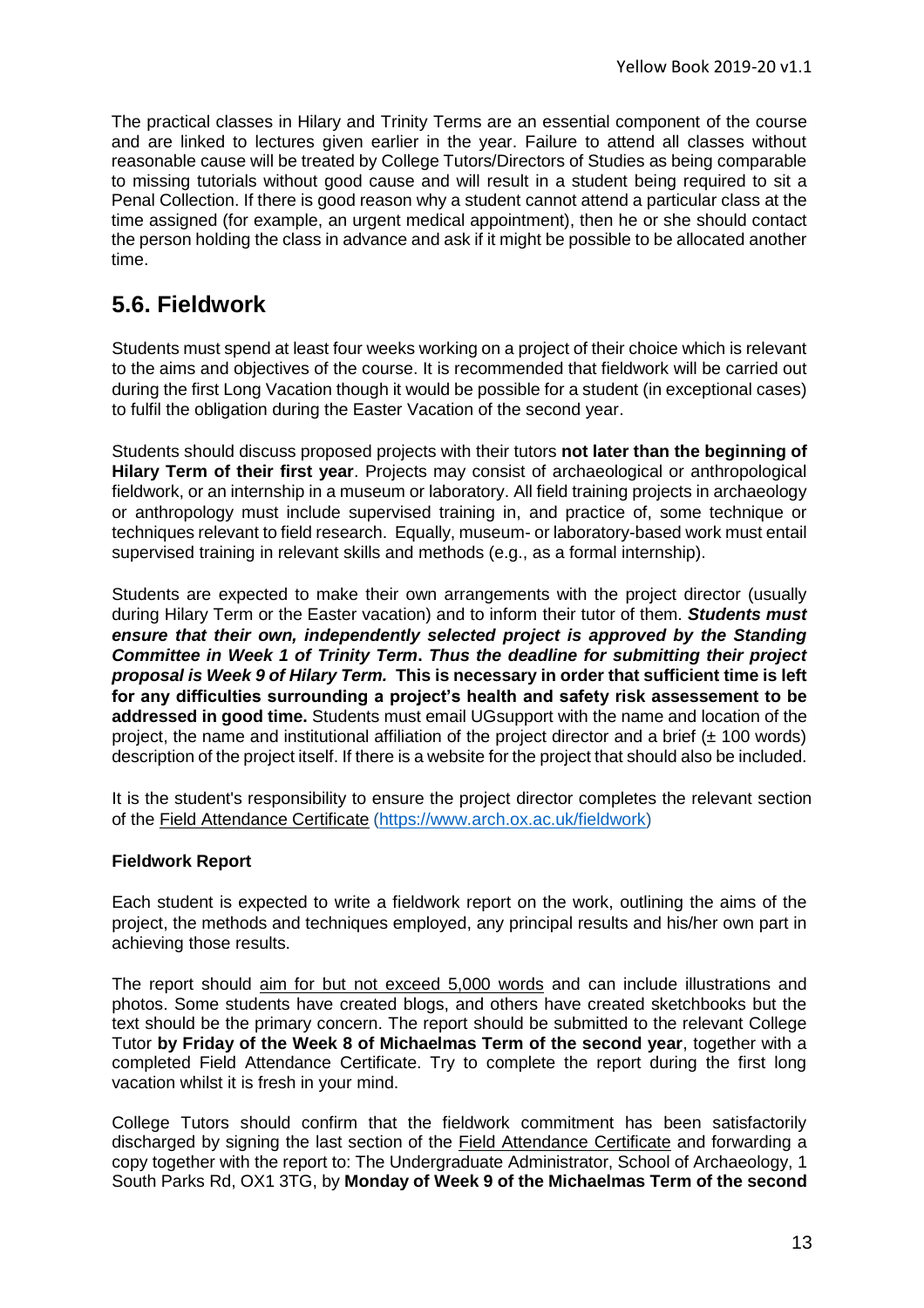The practical classes in Hilary and Trinity Terms are an essential component of the course and are linked to lectures given earlier in the year. Failure to attend all classes without reasonable cause will be treated by College Tutors/Directors of Studies as being comparable to missing tutorials without good cause and will result in a student being required to sit a Penal Collection. If there is good reason why a student cannot attend a particular class at the time assigned (for example, an urgent medical appointment), then he or she should contact the person holding the class in advance and ask if it might be possible to be allocated another time.

## 5.6. Fieldwork

Students must spend at least four weeks working on a project of their choice which is relevant to the aims and objectives of the course. It is recommended that fieldwork will be carried out during the first Long Vacation though it would be possible for a student (in exceptional cases) to fulfil the obligation during the Easter Vacation of the second year.

Students should discuss proposed projects with their tutors **not later than the beginning of Hilary Term of their first year**. Projects may consist of archaeological or anthropological fieldwork, or an internship in a museum or laboratory. All field training projects in archaeology or anthropology must include supervised training in, and practice of, some technique or techniques relevant to field research. Equally, museum- or laboratory-based work must entail supervised training in relevant skills and methods (e.g., as a formal internship).

Students are expected to make their own arrangements with the project director (usually during Hilary Term or the Easter vacation) and to inform their tutor of them. ***Students must ensure that their own, independently selected project is approved by the Standing Committee in Week 1 of Trinity Term. Thus the deadline for submitting their project proposal is Week 9 of Hilary Term.*** **This is necessary in order that sufficient time is left for any difficulties surrounding a project's health and safety risk assessement to be addressed in good time.** Students must email UGsupport with the name and location of the project, the name and institutional affiliation of the project director and a brief (± 100 words) description of the project itself. If there is a website for the project that should also be included.

It is the student's responsibility to ensure the project director completes the relevant section of the Field Attendance Certificate (https://www.arch.ox.ac.uk/fieldwork)

**Fieldwork Report**

Each student is expected to write a fieldwork report on the work, outlining the aims of the project, the methods and techniques employed, any principal results and his/her own part in achieving those results.

The report should aim for but not exceed 5,000 words and can include illustrations and photos. Some students have created blogs, and others have created sketchbooks but the text should be the primary concern. The report should be submitted to the relevant College Tutor **by Friday of the Week 8 of Michaelmas Term of the second year**, together with a completed Field Attendance Certificate. Try to complete the report during the first long vacation whilst it is fresh in your mind.

College Tutors should confirm that the fieldwork commitment has been satisfactorily discharged by signing the last section of the Field Attendance Certificate and forwarding a copy together with the report to: The Undergraduate Administrator, School of Archaeology, 1 South Parks Rd, OX1 3TG, by **Monday of Week 9 of the Michaelmas Term of the second**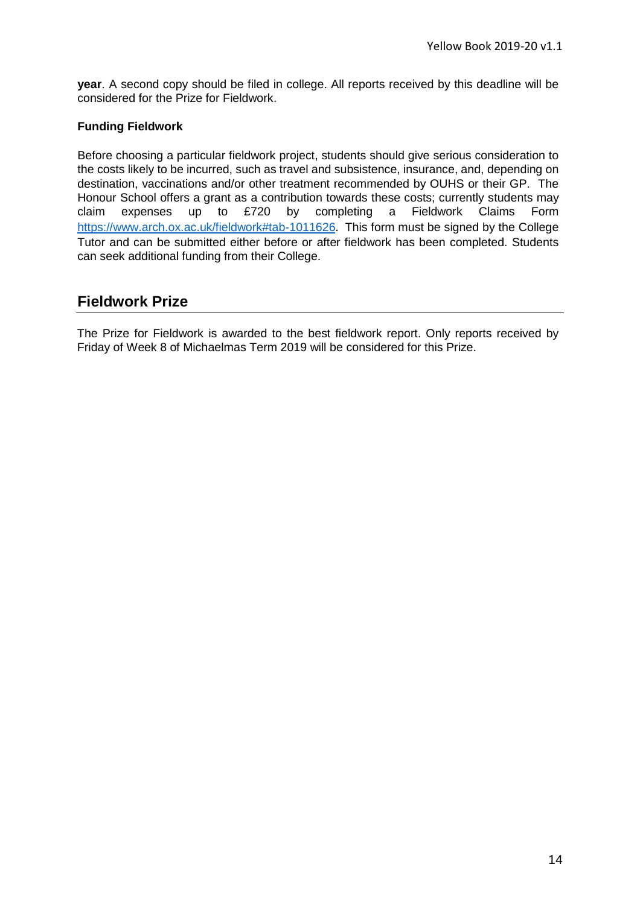**year**. A second copy should be filed in college. All reports received by this deadline will be considered for the Prize for Fieldwork.

**Funding Fieldwork**

Before choosing a particular fieldwork project, students should give serious consideration to the costs likely to be incurred, such as travel and subsistence, insurance, and, depending on destination, vaccinations and/or other treatment recommended by OUHS or their GP. The Honour School offers a grant as a contribution towards these costs; currently students may claim expenses up to £720 by completing a Fieldwork Claims Form https://www.arch.ox.ac.uk/fieldwork#tab-1011626. This form must be signed by the College Tutor and can be submitted either before or after fieldwork has been completed. Students can seek additional funding from their College.

## Fieldwork Prize

The Prize for Fieldwork is awarded to the best fieldwork report. Only reports received by Friday of Week 8 of Michaelmas Term 2019 will be considered for this Prize.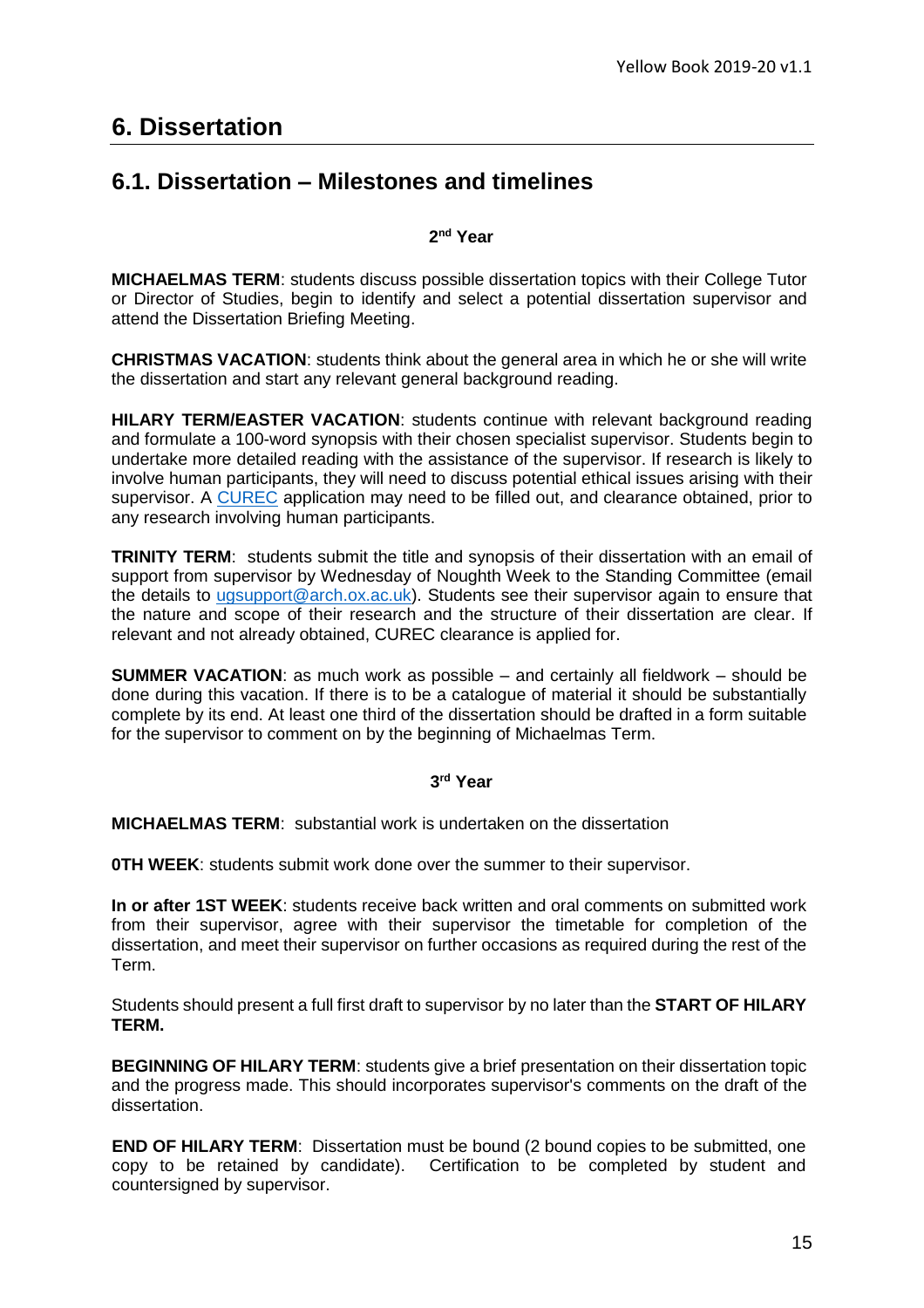# 6. Dissertation

## 6.1. Dissertation – Milestones and timelines

**2nd Year**

**MICHAELMAS TERM**: students discuss possible dissertation topics with their College Tutor or Director of Studies, begin to identify and select a potential dissertation supervisor and attend the Dissertation Briefing Meeting.

**CHRISTMAS VACATION**: students think about the general area in which he or she will write the dissertation and start any relevant general background reading.

**HILARY TERM/EASTER VACATION**: students continue with relevant background reading and formulate a 100-word synopsis with their chosen specialist supervisor. Students begin to undertake more detailed reading with the assistance of the supervisor. If research is likely to involve human participants, they will need to discuss potential ethical issues arising with their supervisor. A CUREC application may need to be filled out, and clearance obtained, prior to any research involving human participants.

**TRINITY TERM**: students submit the title and synopsis of their dissertation with an email of support from supervisor by Wednesday of Noughth Week to the Standing Committee (email the details to ugsupport@arch.ox.ac.uk). Students see their supervisor again to ensure that the nature and scope of their research and the structure of their dissertation are clear. If relevant and not already obtained, CUREC clearance is applied for.

**SUMMER VACATION**: as much work as possible – and certainly all fieldwork – should be done during this vacation. If there is to be a catalogue of material it should be substantially complete by its end. At least one third of the dissertation should be drafted in a form suitable for the supervisor to comment on by the beginning of Michaelmas Term.

**3rd Year**

**MICHAELMAS TERM**: substantial work is undertaken on the dissertation

**0TH WEEK**: students submit work done over the summer to their supervisor.

**In or after 1ST WEEK**: students receive back written and oral comments on submitted work from their supervisor, agree with their supervisor the timetable for completion of the dissertation, and meet their supervisor on further occasions as required during the rest of the Term.

Students should present a full first draft to supervisor by no later than the **START OF HILARY TERM.**

**BEGINNING OF HILARY TERM**: students give a brief presentation on their dissertation topic and the progress made. This should incorporates supervisor's comments on the draft of the dissertation.

**END OF HILARY TERM**: Dissertation must be bound (2 bound copies to be submitted, one copy to be retained by candidate). Certification to be completed by student and countersigned by supervisor.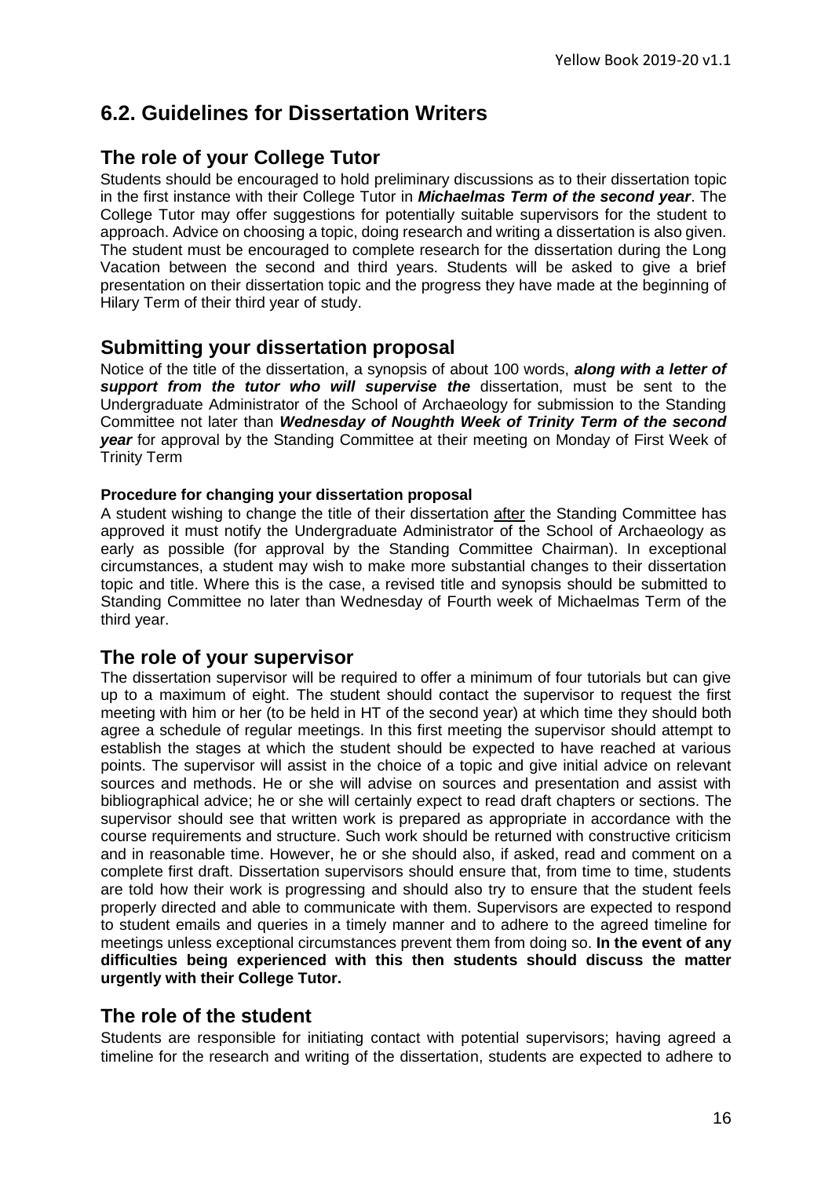## 6.2. Guidelines for Dissertation Writers

### The role of your College Tutor

Students should be encouraged to hold preliminary discussions as to their dissertation topic in the first instance with their College Tutor in ***Michaelmas Term of the second year***. The College Tutor may offer suggestions for potentially suitable supervisors for the student to approach. Advice on choosing a topic, doing research and writing a dissertation is also given. The student must be encouraged to complete research for the dissertation during the Long Vacation between the second and third years. Students will be asked to give a brief presentation on their dissertation topic and the progress they have made at the beginning of Hilary Term of their third year of study.

### Submitting your dissertation proposal

Notice of the title of the dissertation, a synopsis of about 100 words, ***along with a letter of support from the tutor who will supervise the*** dissertation, must be sent to the Undergraduate Administrator of the School of Archaeology for submission to the Standing Committee not later than ***Wednesday of Noughth Week of Trinity Term of the second year*** for approval by the Standing Committee at their meeting on Monday of First Week of Trinity Term

#### Procedure for changing your dissertation proposal

A student wishing to change the title of their dissertation <u>after</u> the Standing Committee has approved it must notify the Undergraduate Administrator of the School of Archaeology as early as possible (for approval by the Standing Committee Chairman). In exceptional circumstances, a student may wish to make more substantial changes to their dissertation topic and title. Where this is the case, a revised title and synopsis should be submitted to Standing Committee no later than Wednesday of Fourth week of Michaelmas Term of the third year.

### The role of your supervisor

The dissertation supervisor will be required to offer a minimum of four tutorials but can give up to a maximum of eight. The student should contact the supervisor to request the first meeting with him or her (to be held in HT of the second year) at which time they should both agree a schedule of regular meetings. In this first meeting the supervisor should attempt to establish the stages at which the student should be expected to have reached at various points. The supervisor will assist in the choice of a topic and give initial advice on relevant sources and methods. He or she will advise on sources and presentation and assist with bibliographical advice; he or she will certainly expect to read draft chapters or sections. The supervisor should see that written work is prepared as appropriate in accordance with the course requirements and structure. Such work should be returned with constructive criticism and in reasonable time. However, he or she should also, if asked, read and comment on a complete first draft. Dissertation supervisors should ensure that, from time to time, students are told how their work is progressing and should also try to ensure that the student feels properly directed and able to communicate with them. Supervisors are expected to respond to student emails and queries in a timely manner and to adhere to the agreed timeline for meetings unless exceptional circumstances prevent them from doing so. **In the event of any difficulties being experienced with this then students should discuss the matter urgently with their College Tutor.**

### The role of the student

Students are responsible for initiating contact with potential supervisors; having agreed a timeline for the research and writing of the dissertation, students are expected to adhere to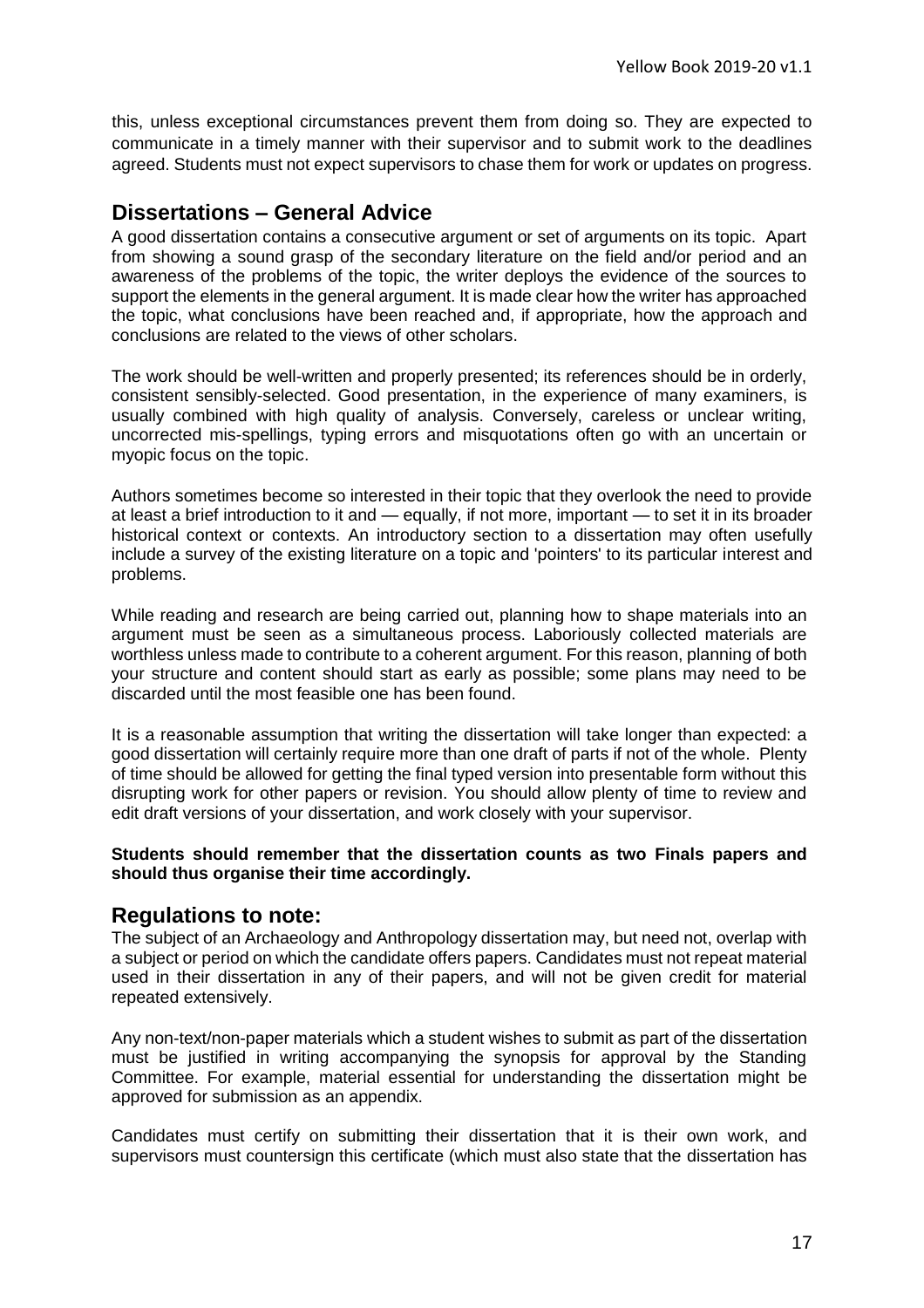this, unless exceptional circumstances prevent them from doing so. They are expected to communicate in a timely manner with their supervisor and to submit work to the deadlines agreed. Students must not expect supervisors to chase them for work or updates on progress.

## Dissertations – General Advice

A good dissertation contains a consecutive argument or set of arguments on its topic. Apart from showing a sound grasp of the secondary literature on the field and/or period and an awareness of the problems of the topic, the writer deploys the evidence of the sources to support the elements in the general argument. It is made clear how the writer has approached the topic, what conclusions have been reached and, if appropriate, how the approach and conclusions are related to the views of other scholars.

The work should be well-written and properly presented; its references should be in orderly, consistent sensibly-selected. Good presentation, in the experience of many examiners, is usually combined with high quality of analysis. Conversely, careless or unclear writing, uncorrected mis-spellings, typing errors and misquotations often go with an uncertain or myopic focus on the topic.

Authors sometimes become so interested in their topic that they overlook the need to provide at least a brief introduction to it and — equally, if not more, important — to set it in its broader historical context or contexts. An introductory section to a dissertation may often usefully include a survey of the existing literature on a topic and 'pointers' to its particular interest and problems.

While reading and research are being carried out, planning how to shape materials into an argument must be seen as a simultaneous process. Laboriously collected materials are worthless unless made to contribute to a coherent argument. For this reason, planning of both your structure and content should start as early as possible; some plans may need to be discarded until the most feasible one has been found.

It is a reasonable assumption that writing the dissertation will take longer than expected: a good dissertation will certainly require more than one draft of parts if not of the whole. Plenty of time should be allowed for getting the final typed version into presentable form without this disrupting work for other papers or revision. You should allow plenty of time to review and edit draft versions of your dissertation, and work closely with your supervisor.

**Students should remember that the dissertation counts as two Finals papers and should thus organise their time accordingly.**

## Regulations to note:

The subject of an Archaeology and Anthropology dissertation may, but need not, overlap with a subject or period on which the candidate offers papers. Candidates must not repeat material used in their dissertation in any of their papers, and will not be given credit for material repeated extensively.

Any non-text/non-paper materials which a student wishes to submit as part of the dissertation must be justified in writing accompanying the synopsis for approval by the Standing Committee. For example, material essential for understanding the dissertation might be approved for submission as an appendix.

Candidates must certify on submitting their dissertation that it is their own work, and supervisors must countersign this certificate (which must also state that the dissertation has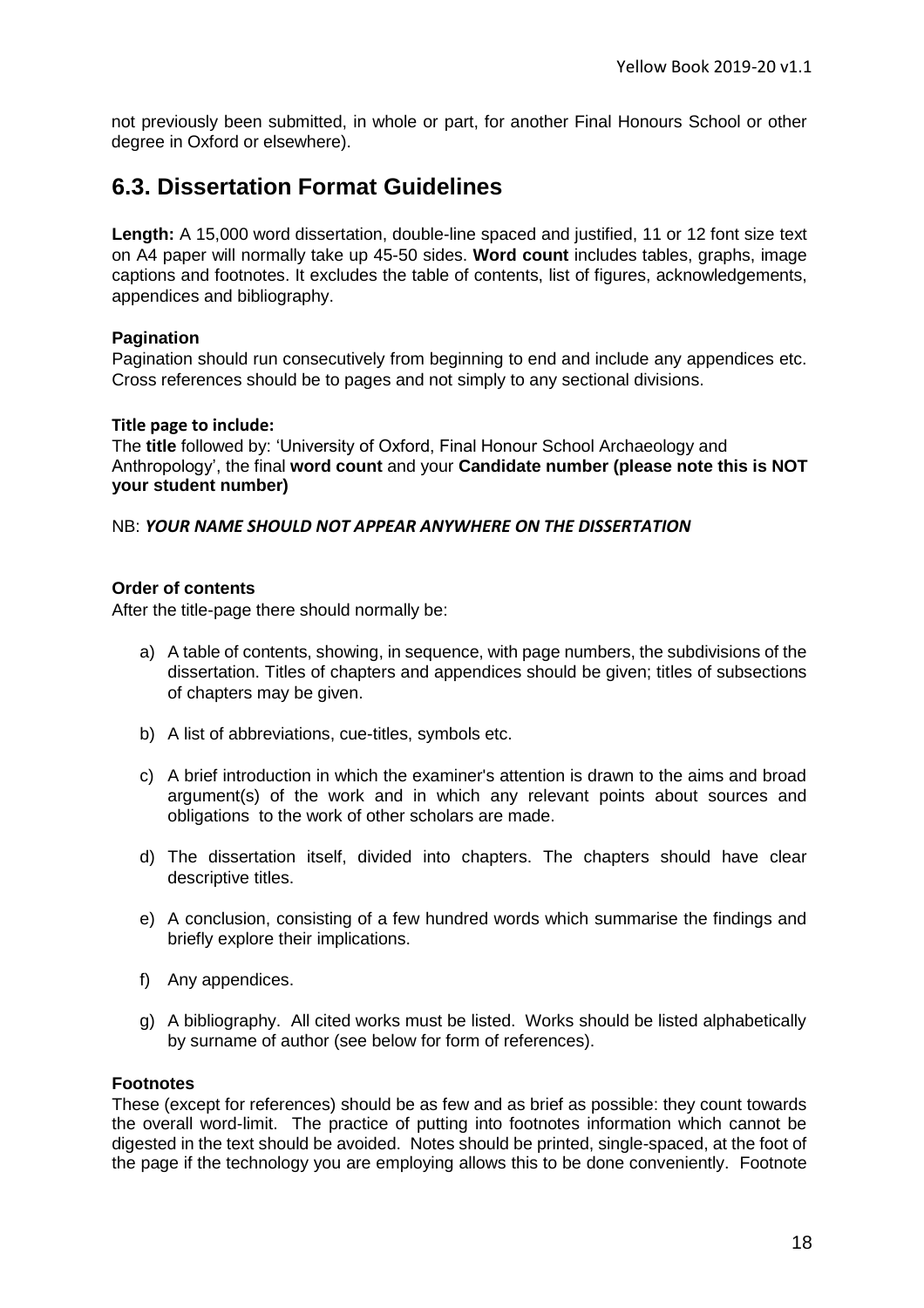not previously been submitted, in whole or part, for another Final Honours School or other degree in Oxford or elsewhere).

## 6.3. Dissertation Format Guidelines

**Length:** A 15,000 word dissertation, double-line spaced and justified, 11 or 12 font size text on A4 paper will normally take up 45-50 sides. **Word count** includes tables, graphs, image captions and footnotes. It excludes the table of contents, list of figures, acknowledgements, appendices and bibliography.

**Pagination**

Pagination should run consecutively from beginning to end and include any appendices etc. Cross references should be to pages and not simply to any sectional divisions.

**Title page to include:**

The **title** followed by: 'University of Oxford, Final Honour School Archaeology and Anthropology', the final **word count** and your **Candidate number (please note this is NOT your student number)**

NB: ***YOUR NAME SHOULD NOT APPEAR ANYWHERE ON THE DISSERTATION***

**Order of contents**

After the title-page there should normally be:

a) A table of contents, showing, in sequence, with page numbers, the subdivisions of the dissertation. Titles of chapters and appendices should be given; titles of subsections of chapters may be given.

b) A list of abbreviations, cue-titles, symbols etc.

c) A brief introduction in which the examiner's attention is drawn to the aims and broad argument(s) of the work and in which any relevant points about sources and obligations to the work of other scholars are made.

d) The dissertation itself, divided into chapters. The chapters should have clear descriptive titles.

e) A conclusion, consisting of a few hundred words which summarise the findings and briefly explore their implications.

f) Any appendices.

g) A bibliography. All cited works must be listed. Works should be listed alphabetically by surname of author (see below for form of references).

**Footnotes**

These (except for references) should be as few and as brief as possible: they count towards the overall word-limit. The practice of putting into footnotes information which cannot be digested in the text should be avoided. Notes should be printed, single-spaced, at the foot of the page if the technology you are employing allows this to be done conveniently. Footnote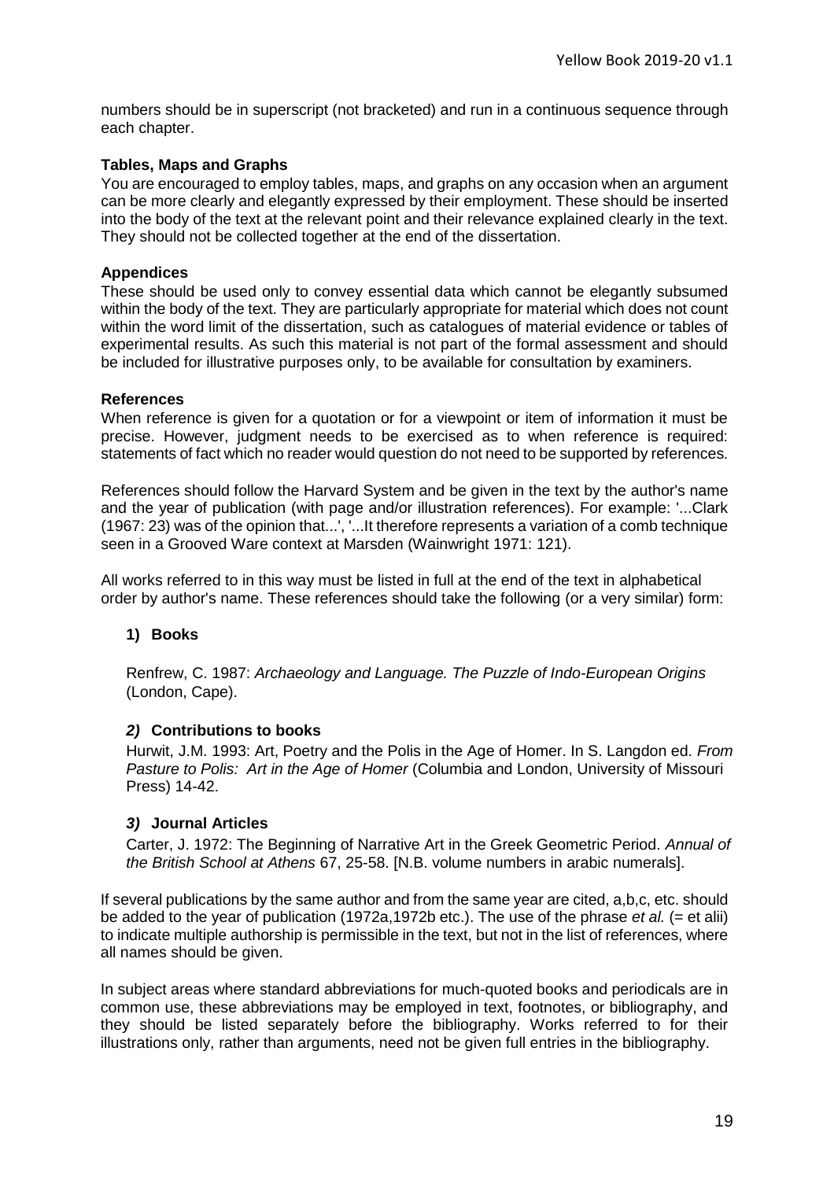numbers should be in superscript (not bracketed) and run in a continuous sequence through each chapter.

### Tables, Maps and Graphs

You are encouraged to employ tables, maps, and graphs on any occasion when an argument can be more clearly and elegantly expressed by their employment. These should be inserted into the body of the text at the relevant point and their relevance explained clearly in the text. They should not be collected together at the end of the dissertation.

### Appendices

These should be used only to convey essential data which cannot be elegantly subsumed within the body of the text. They are particularly appropriate for material which does not count within the word limit of the dissertation, such as catalogues of material evidence or tables of experimental results. As such this material is not part of the formal assessment and should be included for illustrative purposes only, to be available for consultation by examiners.

### References

When reference is given for a quotation or for a viewpoint or item of information it must be precise. However, judgment needs to be exercised as to when reference is required: statements of fact which no reader would question do not need to be supported by references.

References should follow the Harvard System and be given in the text by the author's name and the year of publication (with page and/or illustration references). For example: '...Clark (1967: 23) was of the opinion that...', '...It therefore represents a variation of a comb technique seen in a Grooved Ware context at Marsden (Wainwright 1971: 121).

All works referred to in this way must be listed in full at the end of the text in alphabetical order by author's name. These references should take the following (or a very similar) form:

**1) Books**

Renfrew, C. 1987: *Archaeology and Language. The Puzzle of Indo-European Origins* (London, Cape).

***2)* Contributions to books**

Hurwit, J.M. 1993: Art, Poetry and the Polis in the Age of Homer. In S. Langdon ed. *From Pasture to Polis: Art in the Age of Homer* (Columbia and London, University of Missouri Press) 14-42.

***3)* Journal Articles**

Carter, J. 1972: The Beginning of Narrative Art in the Greek Geometric Period. *Annual of the British School at Athens* 67, 25-58. [N.B. volume numbers in arabic numerals].

If several publications by the same author and from the same year are cited, a,b,c, etc. should be added to the year of publication (1972a,1972b etc.). The use of the phrase *et al.* (= et alii) to indicate multiple authorship is permissible in the text, but not in the list of references, where all names should be given.

In subject areas where standard abbreviations for much-quoted books and periodicals are in common use, these abbreviations may be employed in text, footnotes, or bibliography, and they should be listed separately before the bibliography. Works referred to for their illustrations only, rather than arguments, need not be given full entries in the bibliography.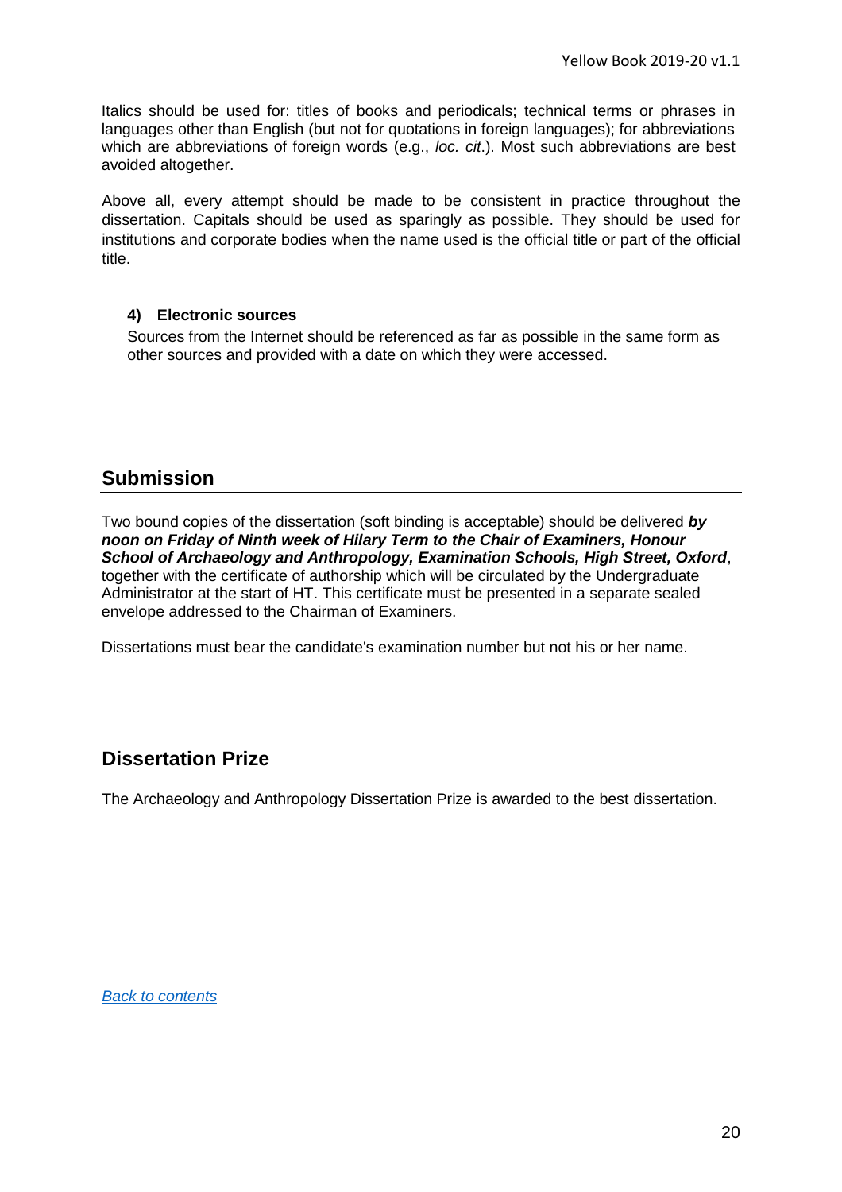Italics should be used for: titles of books and periodicals; technical terms or phrases in languages other than English (but not for quotations in foreign languages); for abbreviations which are abbreviations of foreign words (e.g., *loc. cit*.). Most such abbreviations are best avoided altogether.

Above all, every attempt should be made to be consistent in practice throughout the dissertation. Capitals should be used as sparingly as possible. They should be used for institutions and corporate bodies when the name used is the official title or part of the official title.

#### 4) Electronic sources

Sources from the Internet should be referenced as far as possible in the same form as other sources and provided with a date on which they were accessed.

## Submission

Two bound copies of the dissertation (soft binding is acceptable) should be delivered ***by noon on Friday of Ninth week of Hilary Term to the Chair of Examiners, Honour School of Archaeology and Anthropology, Examination Schools, High Street, Oxford***, together with the certificate of authorship which will be circulated by the Undergraduate Administrator at the start of HT. This certificate must be presented in a separate sealed envelope addressed to the Chairman of Examiners.

Dissertations must bear the candidate's examination number but not his or her name.

## Dissertation Prize

The Archaeology and Anthropology Dissertation Prize is awarded to the best dissertation.

*Back to contents*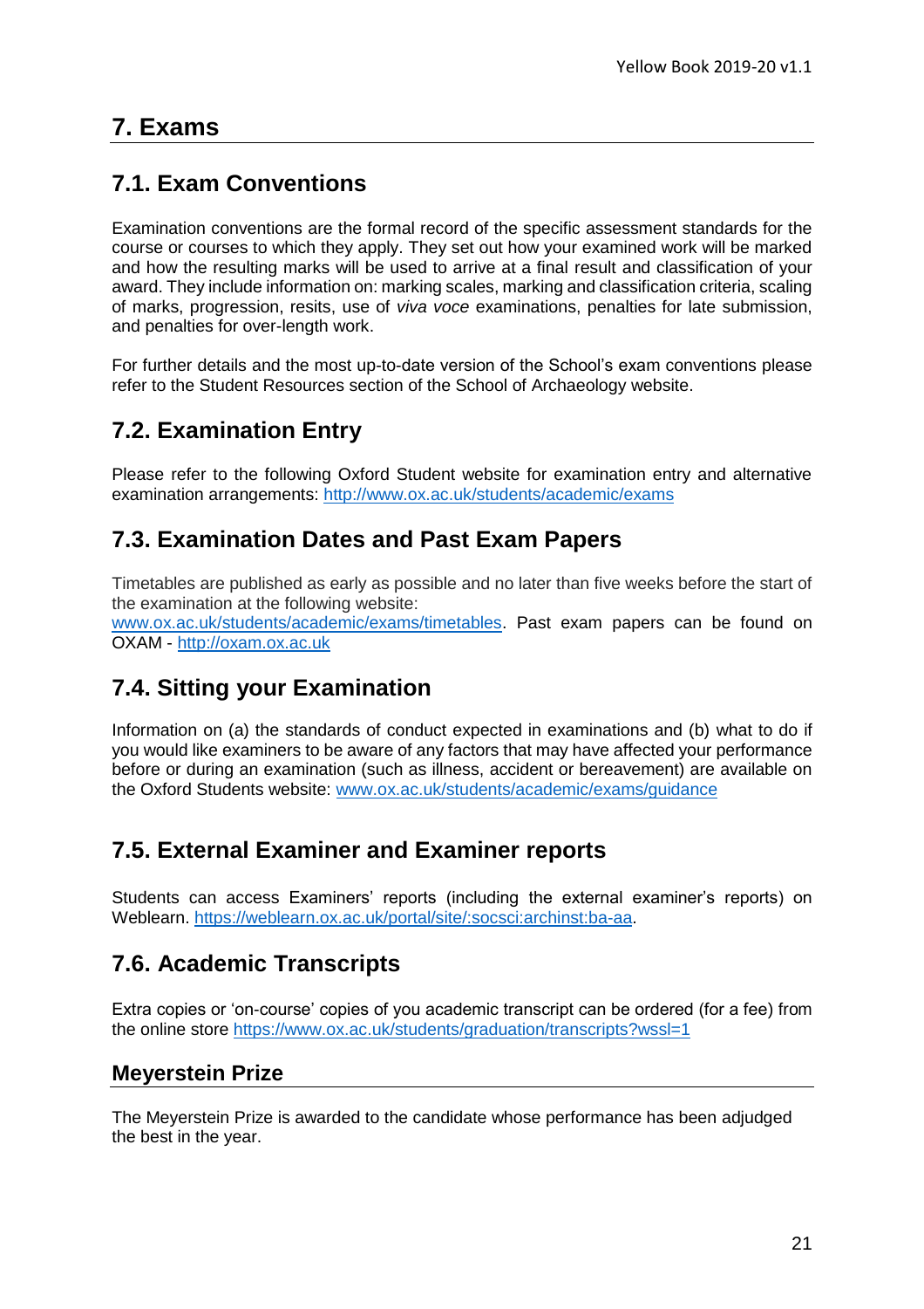# 7. Exams

## 7.1. Exam Conventions

Examination conventions are the formal record of the specific assessment standards for the course or courses to which they apply. They set out how your examined work will be marked and how the resulting marks will be used to arrive at a final result and classification of your award. They include information on: marking scales, marking and classification criteria, scaling of marks, progression, resits, use of *viva voce* examinations, penalties for late submission, and penalties for over-length work.

For further details and the most up-to-date version of the School's exam conventions please refer to the Student Resources section of the School of Archaeology website.

## 7.2. Examination Entry

Please refer to the following Oxford Student website for examination entry and alternative examination arrangements: [http://www.ox.ac.uk/students/academic/exams](http://www.ox.ac.uk/students/academic/exams)

## 7.3. Examination Dates and Past Exam Papers

Timetables are published as early as possible and no later than five weeks before the start of the examination at the following website: [www.ox.ac.uk/students/academic/exams/timetables](www.ox.ac.uk/students/academic/exams/timetables). Past exam papers can be found on OXAM - [http://oxam.ox.ac.uk](http://oxam.ox.ac.uk)

## 7.4. Sitting your Examination

Information on (a) the standards of conduct expected in examinations and (b) what to do if you would like examiners to be aware of any factors that may have affected your performance before or during an examination (such as illness, accident or bereavement) are available on the Oxford Students website: [www.ox.ac.uk/students/academic/exams/guidance](www.ox.ac.uk/students/academic/exams/guidance)

## 7.5. External Examiner and Examiner reports

Students can access Examiners' reports (including the external examiner's reports) on Weblearn. [https://weblearn.ox.ac.uk/portal/site/:socsci:archinst:ba-aa](https://weblearn.ox.ac.uk/portal/site/:socsci:archinst:ba-aa).

## 7.6. Academic Transcripts

Extra copies or 'on-course' copies of you academic transcript can be ordered (for a fee) from the online store [https://www.ox.ac.uk/students/graduation/transcripts?wssl=1](https://www.ox.ac.uk/students/graduation/transcripts?wssl=1)

### Meyerstein Prize

The Meyerstein Prize is awarded to the candidate whose performance has been adjudged the best in the year.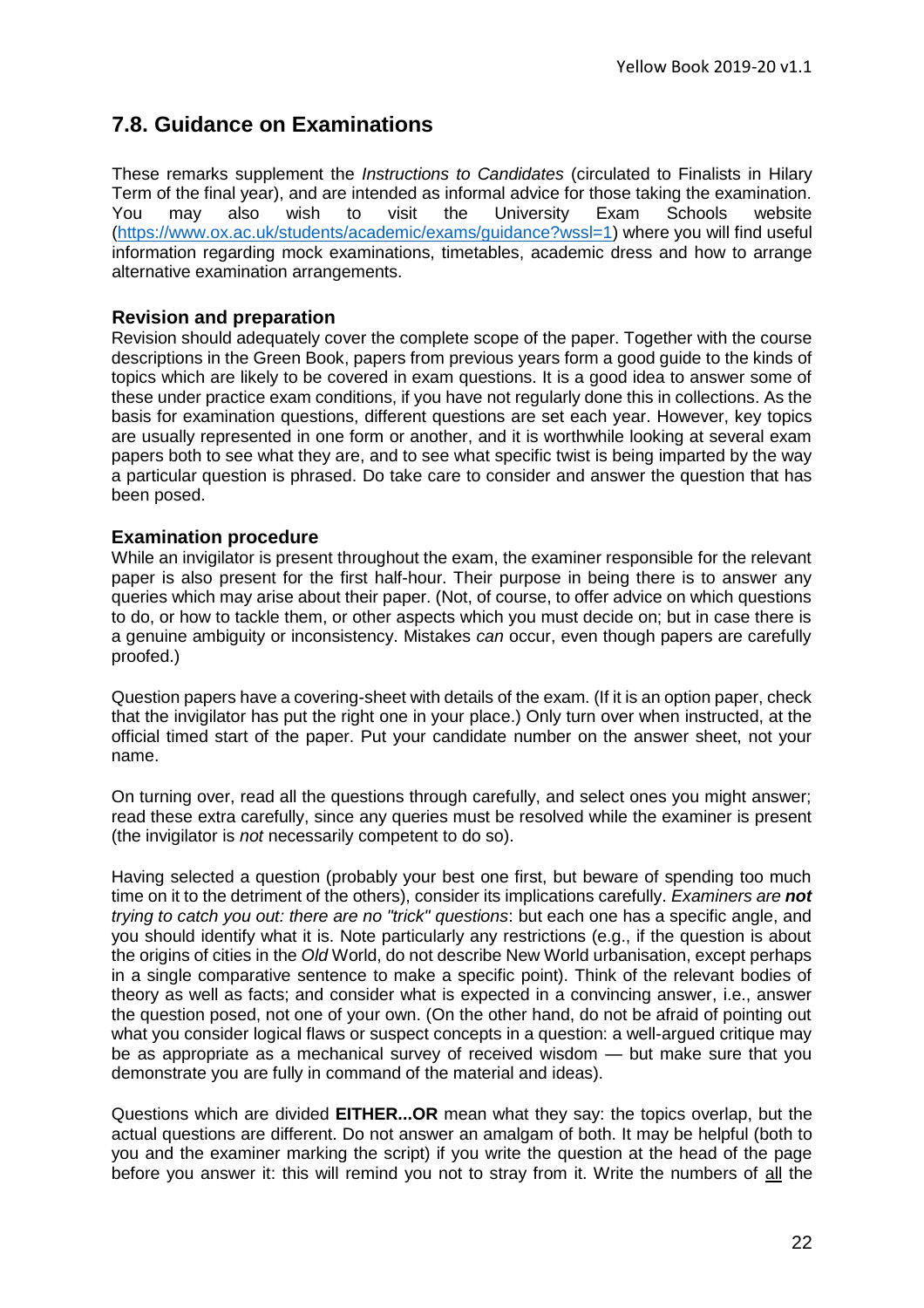## 7.8. Guidance on Examinations

These remarks supplement the *Instructions to Candidates* (circulated to Finalists in Hilary Term of the final year), and are intended as informal advice for those taking the examination. You may also wish to visit the University Exam Schools website (https://www.ox.ac.uk/students/academic/exams/guidance?wssl=1) where you will find useful information regarding mock examinations, timetables, academic dress and how to arrange alternative examination arrangements.

### Revision and preparation

Revision should adequately cover the complete scope of the paper. Together with the course descriptions in the Green Book, papers from previous years form a good guide to the kinds of topics which are likely to be covered in exam questions. It is a good idea to answer some of these under practice exam conditions, if you have not regularly done this in collections. As the basis for examination questions, different questions are set each year. However, key topics are usually represented in one form or another, and it is worthwhile looking at several exam papers both to see what they are, and to see what specific twist is being imparted by the way a particular question is phrased. Do take care to consider and answer the question that has been posed.

### Examination procedure

While an invigilator is present throughout the exam, the examiner responsible for the relevant paper is also present for the first half-hour. Their purpose in being there is to answer any queries which may arise about their paper. (Not, of course, to offer advice on which questions to do, or how to tackle them, or other aspects which you must decide on; but in case there is a genuine ambiguity or inconsistency. Mistakes *can* occur, even though papers are carefully proofed.)

Question papers have a covering-sheet with details of the exam. (If it is an option paper, check that the invigilator has put the right one in your place.) Only turn over when instructed, at the official timed start of the paper. Put your candidate number on the answer sheet, not your name.

On turning over, read all the questions through carefully, and select ones you might answer; read these extra carefully, since any queries must be resolved while the examiner is present (the invigilator is *not* necessarily competent to do so).

Having selected a question (probably your best one first, but beware of spending too much time on it to the detriment of the others), consider its implications carefully. *Examiners are **not** trying to catch you out: there are no "trick" questions*: but each one has a specific angle, and you should identify what it is. Note particularly any restrictions (e.g., if the question is about the origins of cities in the *Old* World, do not describe New World urbanisation, except perhaps in a single comparative sentence to make a specific point). Think of the relevant bodies of theory as well as facts; and consider what is expected in a convincing answer, i.e., answer the question posed, not one of your own. (On the other hand, do not be afraid of pointing out what you consider logical flaws or suspect concepts in a question: a well-argued critique may be as appropriate as a mechanical survey of received wisdom — but make sure that you demonstrate you are fully in command of the material and ideas).

Questions which are divided **EITHER...OR** mean what they say: the topics overlap, but the actual questions are different. Do not answer an amalgam of both. It may be helpful (both to you and the examiner marking the script) if you write the question at the head of the page before you answer it: this will remind you not to stray from it. Write the numbers of <u>all</u> the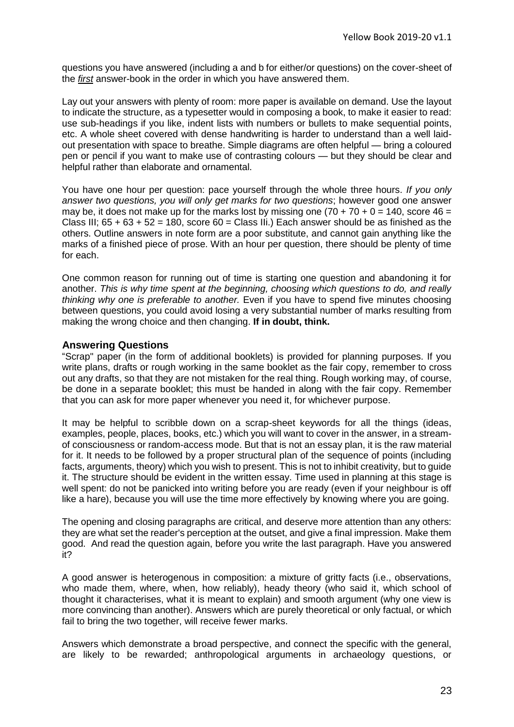questions you have answered (including a and b for either/or questions) on the cover-sheet of the ***first*** answer-book in the order in which you have answered them.

Lay out your answers with plenty of room: more paper is available on demand. Use the layout to indicate the structure, as a typesetter would in composing a book, to make it easier to read: use sub-headings if you like, indent lists with numbers or bullets to make sequential points, etc. A whole sheet covered with dense handwriting is harder to understand than a well laid-out presentation with space to breathe. Simple diagrams are often helpful — bring a coloured pen or pencil if you want to make use of contrasting colours — but they should be clear and helpful rather than elaborate and ornamental.

You have one hour per question: pace yourself through the whole three hours. *If you only answer two questions, you will only get marks for two questions*; however good one answer may be, it does not make up for the marks lost by missing one (70 + 70 + 0 = 140, score 46 = Class III; 65 + 63 + 52 = 180, score 60 = Class IIi.) Each answer should be as finished as the others. Outline answers in note form are a poor substitute, and cannot gain anything like the marks of a finished piece of prose. With an hour per question, there should be plenty of time for each.

One common reason for running out of time is starting one question and abandoning it for another. *This is why time spent at the beginning, choosing which questions to do, and really thinking why one is preferable to another.* Even if you have to spend five minutes choosing between questions, you could avoid losing a very substantial number of marks resulting from making the wrong choice and then changing. **If in doubt, think.**

## Answering Questions

"Scrap" paper (in the form of additional booklets) is provided for planning purposes. If you write plans, drafts or rough working in the same booklet as the fair copy, remember to cross out any drafts, so that they are not mistaken for the real thing. Rough working may, of course, be done in a separate booklet; this must be handed in along with the fair copy. Remember that you can ask for more paper whenever you need it, for whichever purpose.

It may be helpful to scribble down on a scrap-sheet keywords for all the things (ideas, examples, people, places, books, etc.) which you will want to cover in the answer, in a stream-of consciousness or random-access mode. But that is not an essay plan, it is the raw material for it. It needs to be followed by a proper structural plan of the sequence of points (including facts, arguments, theory) which you wish to present. This is not to inhibit creativity, but to guide it. The structure should be evident in the written essay. Time used in planning at this stage is well spent: do not be panicked into writing before you are ready (even if your neighbour is off like a hare), because you will use the time more effectively by knowing where you are going.

The opening and closing paragraphs are critical, and deserve more attention than any others: they are what set the reader's perception at the outset, and give a final impression. Make them good. And read the question again, before you write the last paragraph. Have you answered it?

A good answer is heterogenous in composition: a mixture of gritty facts (i.e., observations, who made them, where, when, how reliably), heady theory (who said it, which school of thought it characterises, what it is meant to explain) and smooth argument (why one view is more convincing than another). Answers which are purely theoretical or only factual, or which fail to bring the two together, will receive fewer marks.

Answers which demonstrate a broad perspective, and connect the specific with the general, are likely to be rewarded; anthropological arguments in archaeology questions, or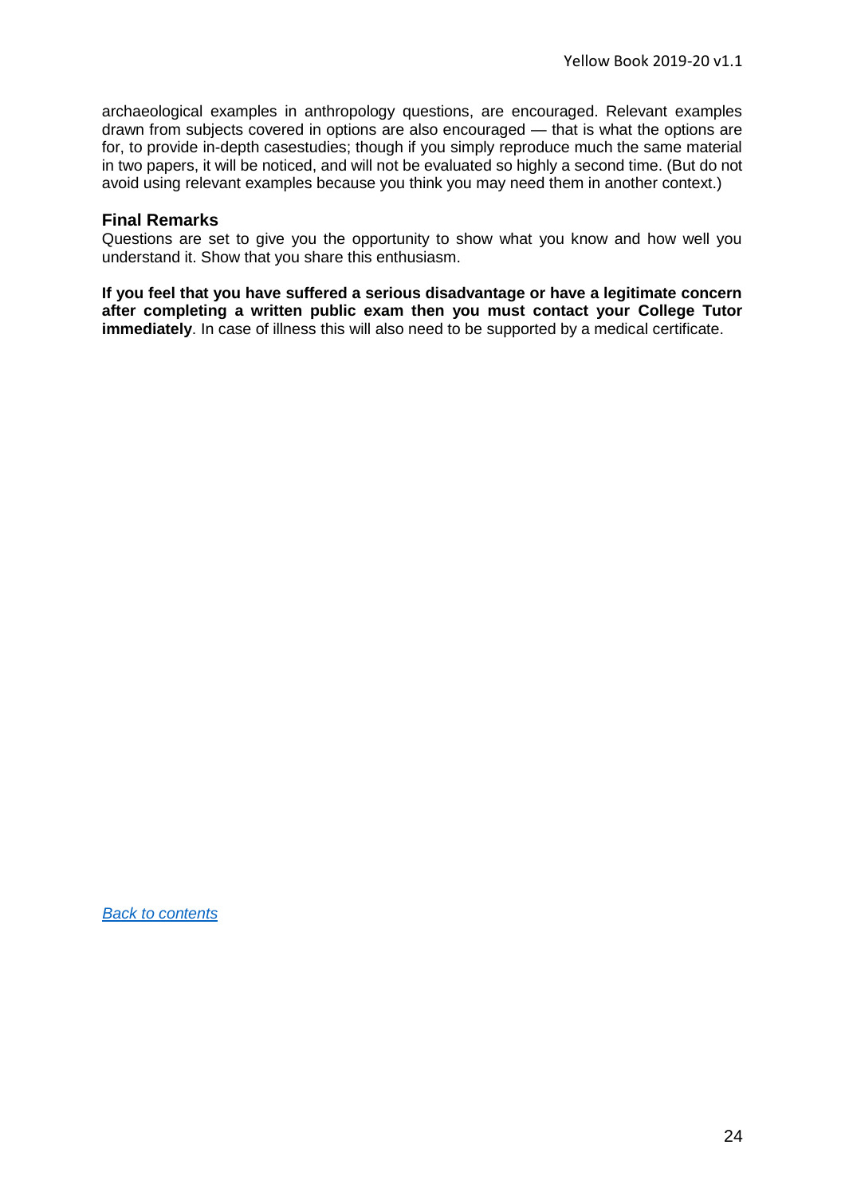archaeological examples in anthropology questions, are encouraged. Relevant examples drawn from subjects covered in options are also encouraged — that is what the options are for, to provide in-depth casestudies; though if you simply reproduce much the same material in two papers, it will be noticed, and will not be evaluated so highly a second time. (But do not avoid using relevant examples because you think you may need them in another context.)

### Final Remarks

Questions are set to give you the opportunity to show what you know and how well you understand it. Show that you share this enthusiasm.

**If you feel that you have suffered a serious disadvantage or have a legitimate concern after completing a written public exam then you must contact your College Tutor immediately**. In case of illness this will also need to be supported by a medical certificate.

*Back to contents*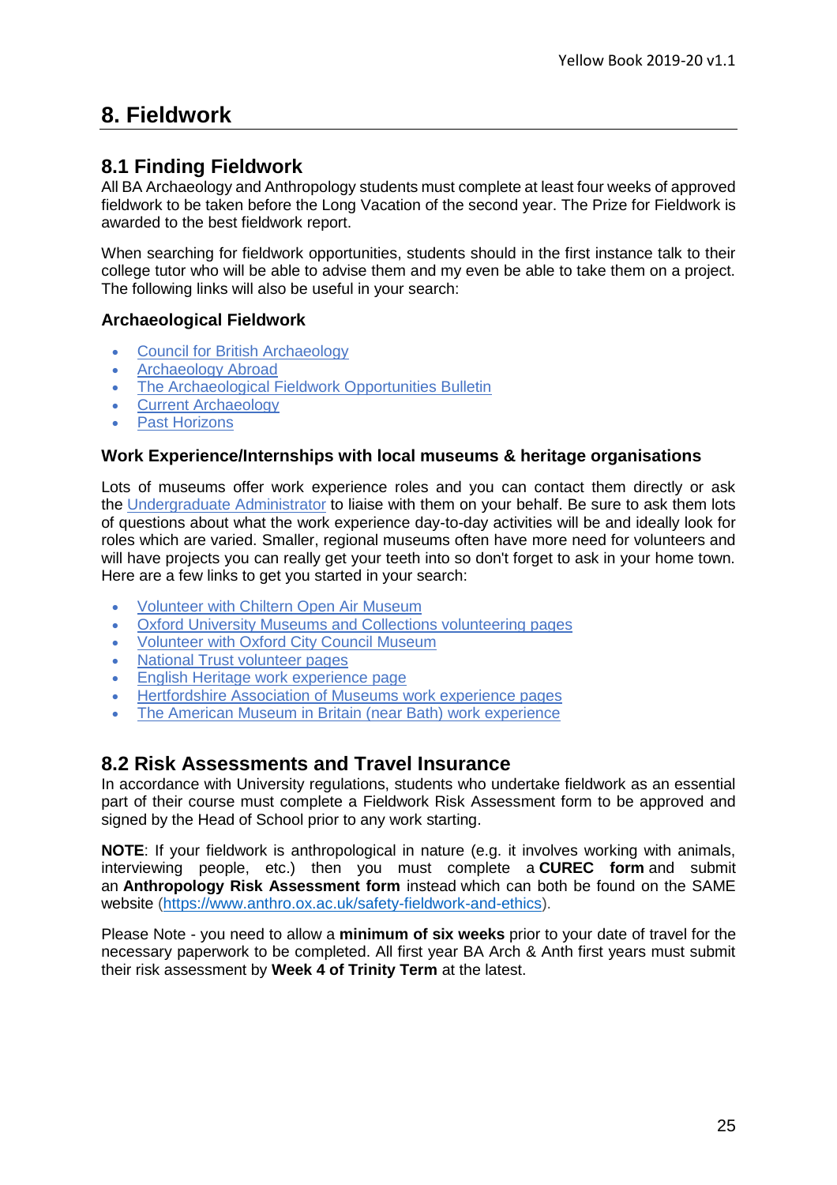# 8. Fieldwork

## 8.1 Finding Fieldwork

All BA Archaeology and Anthropology students must complete at least four weeks of approved fieldwork to be taken before the Long Vacation of the second year. The Prize for Fieldwork is awarded to the best fieldwork report.

When searching for fieldwork opportunities, students should in the first instance talk to their college tutor who will be able to advise them and my even be able to take them on a project. The following links will also be useful in your search:

### Archaeological Fieldwork

- Council for British Archaeology
- Archaeology Abroad
- The Archaeological Fieldwork Opportunities Bulletin
- Current Archaeology
- Past Horizons

### Work Experience/Internships with local museums & heritage organisations

Lots of museums offer work experience roles and you can contact them directly or ask the Undergraduate Administrator to liaise with them on your behalf. Be sure to ask them lots of questions about what the work experience day-to-day activities will be and ideally look for roles which are varied. Smaller, regional museums often have more need for volunteers and will have projects you can really get your teeth into so don't forget to ask in your home town. Here are a few links to get you started in your search:

- Volunteer with Chiltern Open Air Museum
- Oxford University Museums and Collections volunteering pages
- Volunteer with Oxford City Council Museum
- National Trust volunteer pages
- English Heritage work experience page
- Hertfordshire Association of Museums work experience pages
- The American Museum in Britain (near Bath) work experience

## 8.2 Risk Assessments and Travel Insurance

In accordance with University regulations, students who undertake fieldwork as an essential part of their course must complete a Fieldwork Risk Assessment form to be approved and signed by the Head of School prior to any work starting.

**NOTE**: If your fieldwork is anthropological in nature (e.g. it involves working with animals, interviewing people, etc.) then you must complete a **CUREC form** and submit an **Anthropology Risk Assessment form** instead which can both be found on the SAME website (https://www.anthro.ox.ac.uk/safety-fieldwork-and-ethics).

Please Note - you need to allow a **minimum of six weeks** prior to your date of travel for the necessary paperwork to be completed. All first year BA Arch & Anth first years must submit their risk assessment by **Week 4 of Trinity Term** at the latest.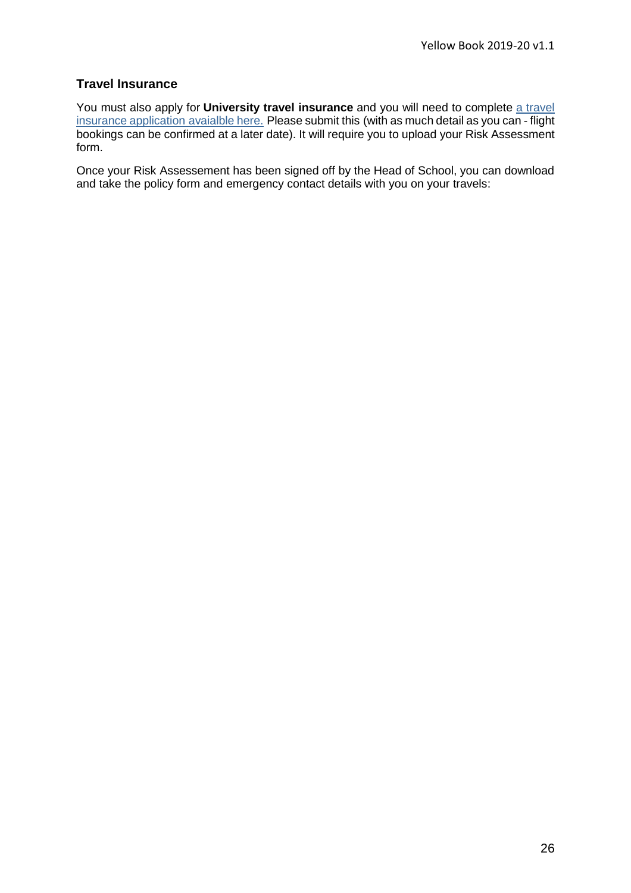## Travel Insurance

You must also apply for **University travel insurance** and you will need to complete a travel insurance application avaialble here. Please submit this (with as much detail as you can - flight bookings can be confirmed at a later date). It will require you to upload your Risk Assessment form.

Once your Risk Assessement has been signed off by the Head of School, you can download and take the policy form and emergency contact details with you on your travels: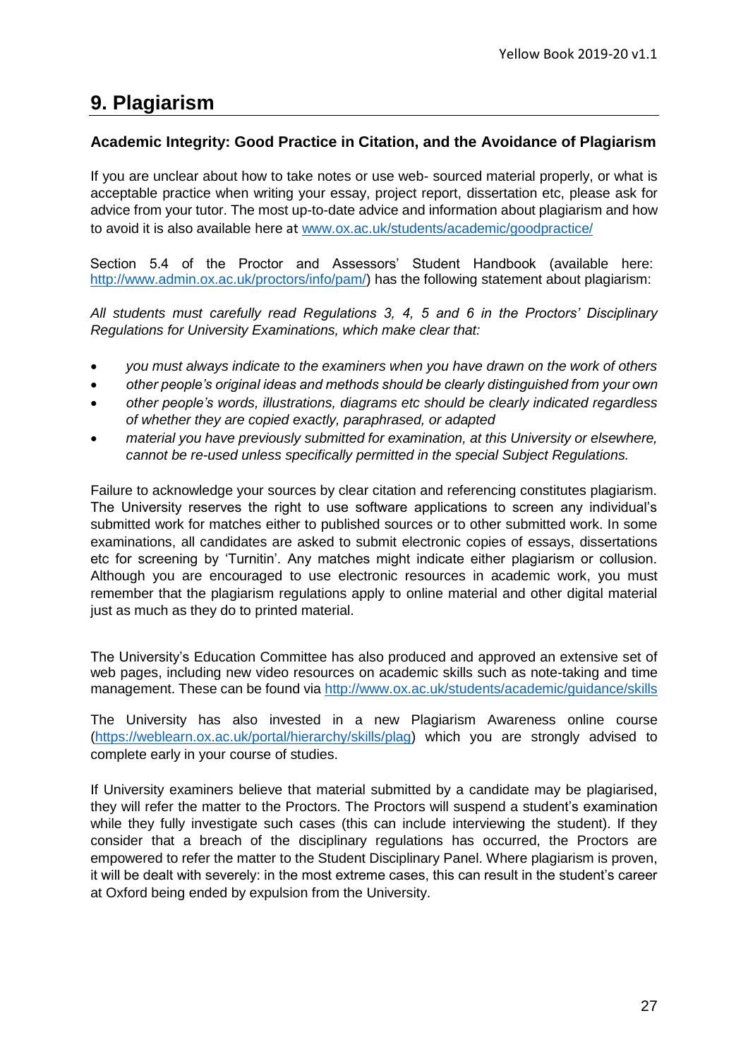## 9. Plagiarism

### Academic Integrity: Good Practice in Citation, and the Avoidance of Plagiarism

If you are unclear about how to take notes or use web- sourced material properly, or what is acceptable practice when writing your essay, project report, dissertation etc, please ask for advice from your tutor. The most up-to-date advice and information about plagiarism and how to avoid it is also available here at [www.ox.ac.uk/students/academic/goodpractice/](www.ox.ac.uk/students/academic/goodpractice/)

Section 5.4 of the Proctor and Assessors' Student Handbook (available here: [http://www.admin.ox.ac.uk/proctors/info/pam/](http://www.admin.ox.ac.uk/proctors/info/pam/)) has the following statement about plagiarism:

*All students must carefully read Regulations 3, 4, 5 and 6 in the Proctors' Disciplinary Regulations for University Examinations, which make clear that:*

- *you must always indicate to the examiners when you have drawn on the work of others*
- *other people's original ideas and methods should be clearly distinguished from your own*
- *other people's words, illustrations, diagrams etc should be clearly indicated regardless of whether they are copied exactly, paraphrased, or adapted*
- *material you have previously submitted for examination, at this University or elsewhere, cannot be re-used unless specifically permitted in the special Subject Regulations.*

Failure to acknowledge your sources by clear citation and referencing constitutes plagiarism. The University reserves the right to use software applications to screen any individual's submitted work for matches either to published sources or to other submitted work. In some examinations, all candidates are asked to submit electronic copies of essays, dissertations etc for screening by 'Turnitin'. Any matches might indicate either plagiarism or collusion. Although you are encouraged to use electronic resources in academic work, you must remember that the plagiarism regulations apply to online material and other digital material just as much as they do to printed material.

The University's Education Committee has also produced and approved an extensive set of web pages, including new video resources on academic skills such as note-taking and time management. These can be found via [http://www.ox.ac.uk/students/academic/guidance/skills](http://www.ox.ac.uk/students/academic/guidance/skills)

The University has also invested in a new Plagiarism Awareness online course ([https://weblearn.ox.ac.uk/portal/hierarchy/skills/plag](https://weblearn.ox.ac.uk/portal/hierarchy/skills/plag)) which you are strongly advised to complete early in your course of studies.

If University examiners believe that material submitted by a candidate may be plagiarised, they will refer the matter to the Proctors. The Proctors will suspend a student's examination while they fully investigate such cases (this can include interviewing the student). If they consider that a breach of the disciplinary regulations has occurred, the Proctors are empowered to refer the matter to the Student Disciplinary Panel. Where plagiarism is proven, it will be dealt with severely: in the most extreme cases, this can result in the student's career at Oxford being ended by expulsion from the University.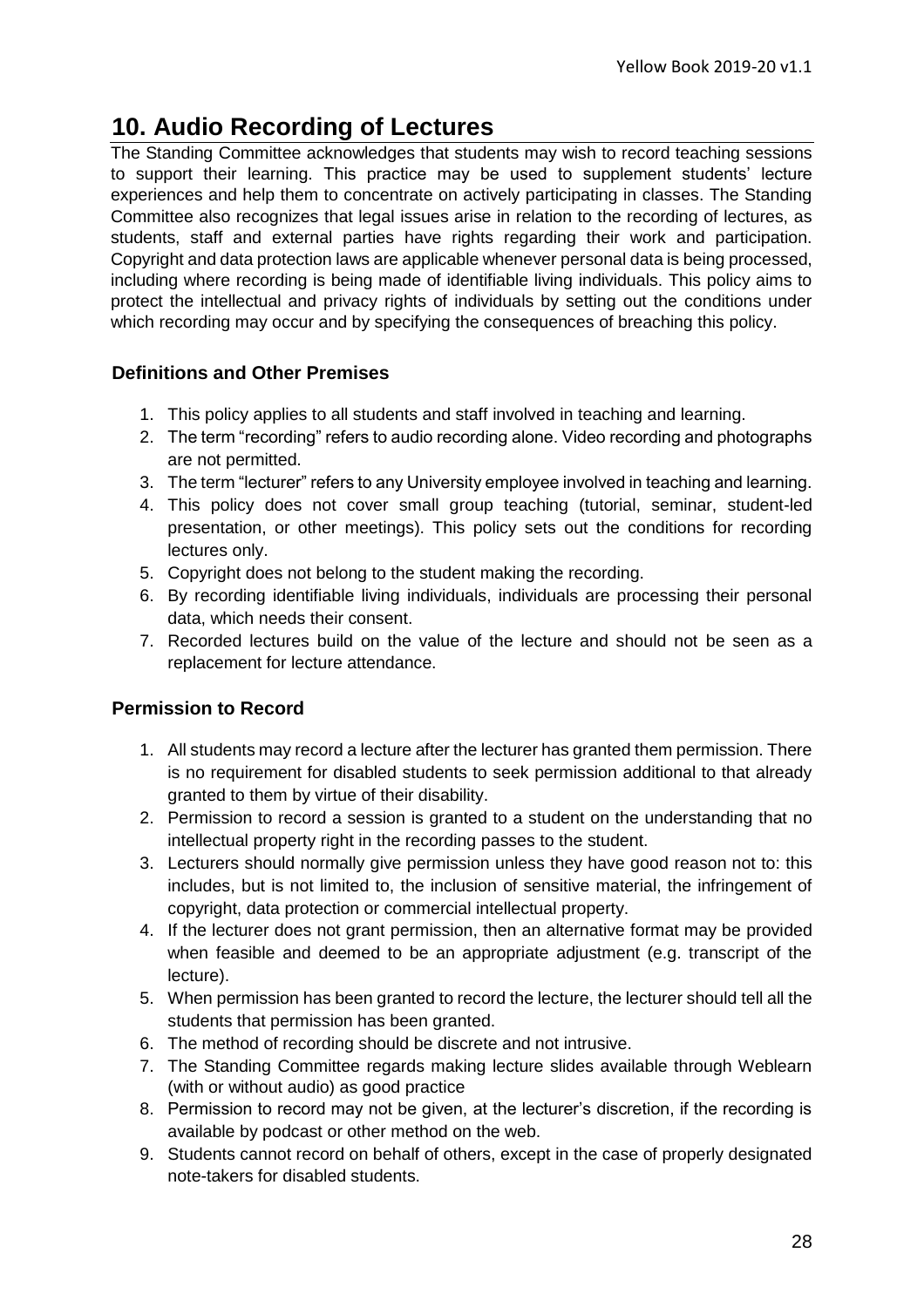# 10. Audio Recording of Lectures

The Standing Committee acknowledges that students may wish to record teaching sessions to support their learning. This practice may be used to supplement students' lecture experiences and help them to concentrate on actively participating in classes. The Standing Committee also recognizes that legal issues arise in relation to the recording of lectures, as students, staff and external parties have rights regarding their work and participation. Copyright and data protection laws are applicable whenever personal data is being processed, including where recording is being made of identifiable living individuals. This policy aims to protect the intellectual and privacy rights of individuals by setting out the conditions under which recording may occur and by specifying the consequences of breaching this policy.

### Definitions and Other Premises

1. This policy applies to all students and staff involved in teaching and learning.
2. The term "recording" refers to audio recording alone. Video recording and photographs are not permitted.
3. The term "lecturer" refers to any University employee involved in teaching and learning.
4. This policy does not cover small group teaching (tutorial, seminar, student-led presentation, or other meetings). This policy sets out the conditions for recording lectures only.
5. Copyright does not belong to the student making the recording.
6. By recording identifiable living individuals, individuals are processing their personal data, which needs their consent.
7. Recorded lectures build on the value of the lecture and should not be seen as a replacement for lecture attendance.

### Permission to Record

1. All students may record a lecture after the lecturer has granted them permission. There is no requirement for disabled students to seek permission additional to that already granted to them by virtue of their disability.
2. Permission to record a session is granted to a student on the understanding that no intellectual property right in the recording passes to the student.
3. Lecturers should normally give permission unless they have good reason not to: this includes, but is not limited to, the inclusion of sensitive material, the infringement of copyright, data protection or commercial intellectual property.
4. If the lecturer does not grant permission, then an alternative format may be provided when feasible and deemed to be an appropriate adjustment (e.g. transcript of the lecture).
5. When permission has been granted to record the lecture, the lecturer should tell all the students that permission has been granted.
6. The method of recording should be discrete and not intrusive.
7. The Standing Committee regards making lecture slides available through Weblearn (with or without audio) as good practice
8. Permission to record may not be given, at the lecturer's discretion, if the recording is available by podcast or other method on the web.
9. Students cannot record on behalf of others, except in the case of properly designated note-takers for disabled students.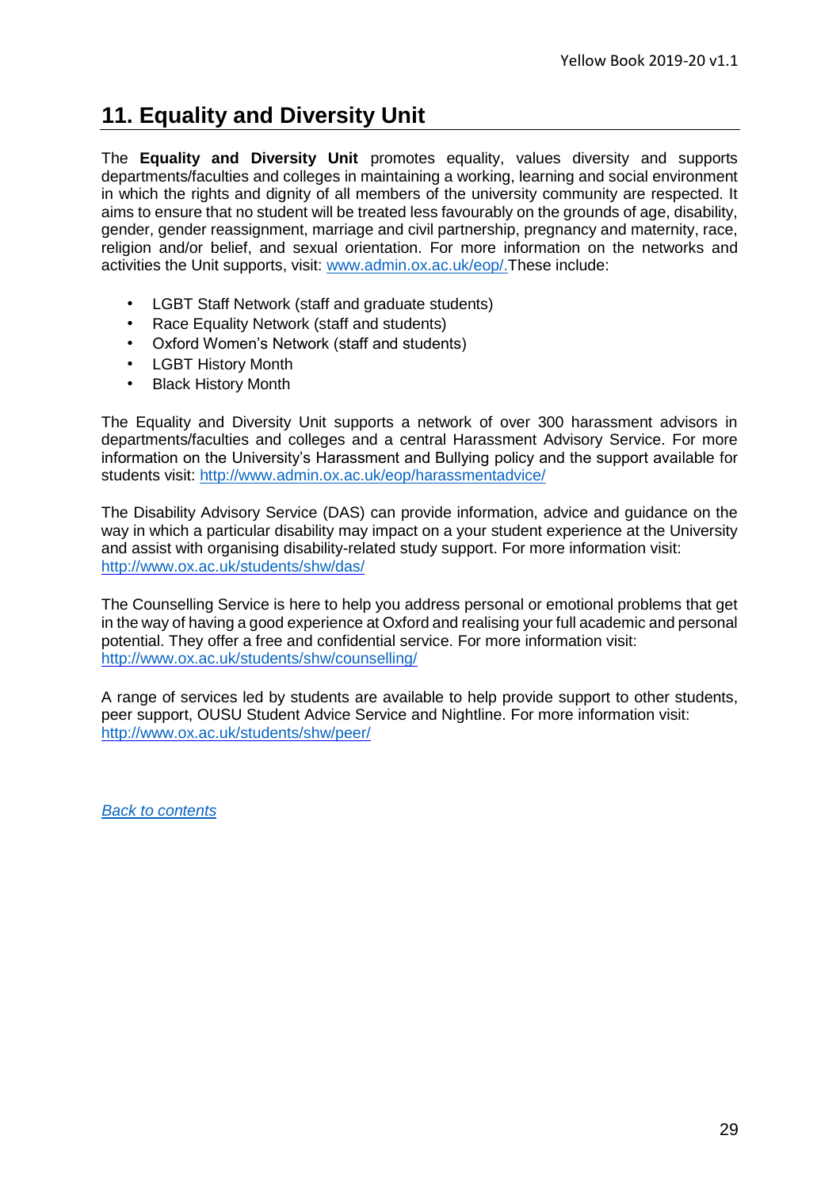## 11. Equality and Diversity Unit

The **Equality and Diversity Unit** promotes equality, values diversity and supports departments/faculties and colleges in maintaining a working, learning and social environment in which the rights and dignity of all members of the university community are respected. It aims to ensure that no student will be treated less favourably on the grounds of age, disability, gender, gender reassignment, marriage and civil partnership, pregnancy and maternity, race, religion and/or belief, and sexual orientation. For more information on the networks and activities the Unit supports, visit: www.admin.ox.ac.uk/eop/.These include:

- LGBT Staff Network (staff and graduate students)
- Race Equality Network (staff and students)
- Oxford Women's Network (staff and students)
- LGBT History Month
- Black History Month

The Equality and Diversity Unit supports a network of over 300 harassment advisors in departments/faculties and colleges and a central Harassment Advisory Service. For more information on the University's Harassment and Bullying policy and the support available for students visit: http://www.admin.ox.ac.uk/eop/harassmentadvice/

The Disability Advisory Service (DAS) can provide information, advice and guidance on the way in which a particular disability may impact on a your student experience at the University and assist with organising disability-related study support. For more information visit: http://www.ox.ac.uk/students/shw/das/

The Counselling Service is here to help you address personal or emotional problems that get in the way of having a good experience at Oxford and realising your full academic and personal potential. They offer a free and confidential service. For more information visit: http://www.ox.ac.uk/students/shw/counselling/

A range of services led by students are available to help provide support to other students, peer support, OUSU Student Advice Service and Nightline. For more information visit: http://www.ox.ac.uk/students/shw/peer/

*Back to contents*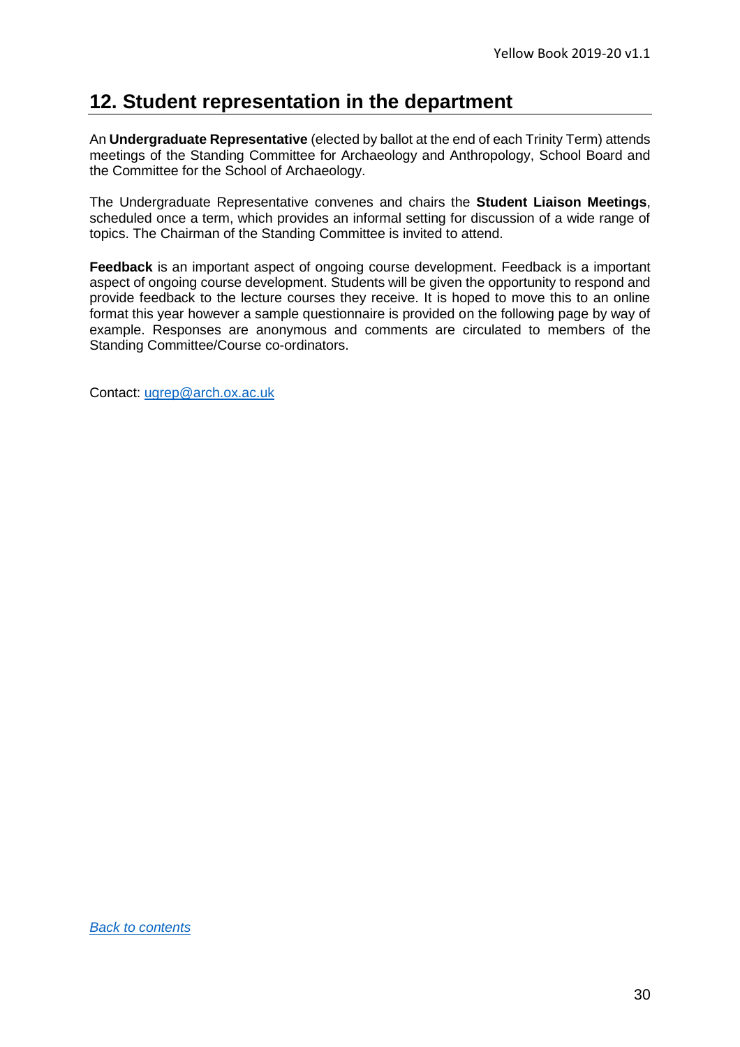## 12. Student representation in the department

An **Undergraduate Representative** (elected by ballot at the end of each Trinity Term) attends meetings of the Standing Committee for Archaeology and Anthropology, School Board and the Committee for the School of Archaeology.

The Undergraduate Representative convenes and chairs the **Student Liaison Meetings**, scheduled once a term, which provides an informal setting for discussion of a wide range of topics. The Chairman of the Standing Committee is invited to attend.

**Feedback** is an important aspect of ongoing course development. Feedback is a important aspect of ongoing course development. Students will be given the opportunity to respond and provide feedback to the lecture courses they receive. It is hoped to move this to an online format this year however a sample questionnaire is provided on the following page by way of example. Responses are anonymous and comments are circulated to members of the Standing Committee/Course co-ordinators.

Contact: ugrep@arch.ox.ac.uk

*Back to contents*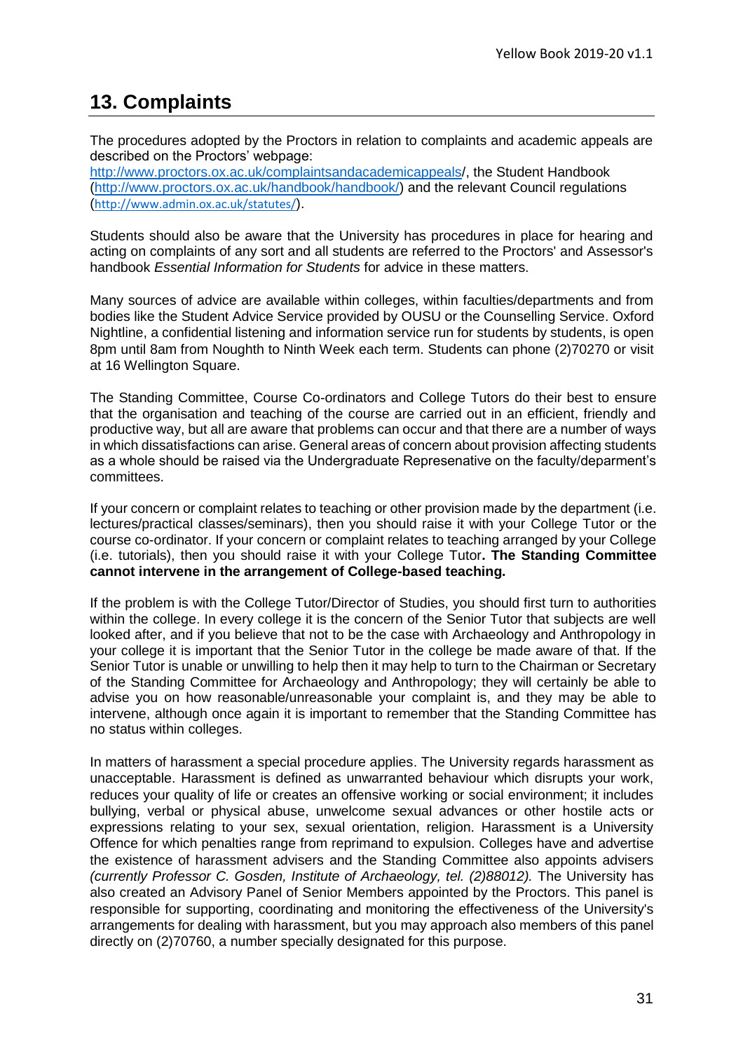## 13. Complaints

The procedures adopted by the Proctors in relation to complaints and academic appeals are described on the Proctors' webpage: http://www.proctors.ox.ac.uk/complaintsandacademicappeals/, the Student Handbook (http://www.proctors.ox.ac.uk/handbook/handbook/) and the relevant Council regulations (http://www.admin.ox.ac.uk/statutes/).

Students should also be aware that the University has procedures in place for hearing and acting on complaints of any sort and all students are referred to the Proctors' and Assessor's handbook *Essential Information for Students* for advice in these matters.

Many sources of advice are available within colleges, within faculties/departments and from bodies like the Student Advice Service provided by OUSU or the Counselling Service. Oxford Nightline, a confidential listening and information service run for students by students, is open 8pm until 8am from Noughth to Ninth Week each term. Students can phone (2)70270 or visit at 16 Wellington Square.

The Standing Committee, Course Co-ordinators and College Tutors do their best to ensure that the organisation and teaching of the course are carried out in an efficient, friendly and productive way, but all are aware that problems can occur and that there are a number of ways in which dissatisfactions can arise. General areas of concern about provision affecting students as a whole should be raised via the Undergraduate Represenative on the faculty/deparment's committees.

If your concern or complaint relates to teaching or other provision made by the department (i.e. lectures/practical classes/seminars), then you should raise it with your College Tutor or the course co-ordinator. If your concern or complaint relates to teaching arranged by your College (i.e. tutorials), then you should raise it with your College Tutor**. The Standing Committee cannot intervene in the arrangement of College-based teaching.**

If the problem is with the College Tutor/Director of Studies, you should first turn to authorities within the college. In every college it is the concern of the Senior Tutor that subjects are well looked after, and if you believe that not to be the case with Archaeology and Anthropology in your college it is important that the Senior Tutor in the college be made aware of that. If the Senior Tutor is unable or unwilling to help then it may help to turn to the Chairman or Secretary of the Standing Committee for Archaeology and Anthropology; they will certainly be able to advise you on how reasonable/unreasonable your complaint is, and they may be able to intervene, although once again it is important to remember that the Standing Committee has no status within colleges.

In matters of harassment a special procedure applies. The University regards harassment as unacceptable. Harassment is defined as unwarranted behaviour which disrupts your work, reduces your quality of life or creates an offensive working or social environment; it includes bullying, verbal or physical abuse, unwelcome sexual advances or other hostile acts or expressions relating to your sex, sexual orientation, religion. Harassment is a University Offence for which penalties range from reprimand to expulsion. Colleges have and advertise the existence of harassment advisers and the Standing Committee also appoints advisers *(currently Professor C. Gosden, Institute of Archaeology, tel. (2)88012).* The University has also created an Advisory Panel of Senior Members appointed by the Proctors. This panel is responsible for supporting, coordinating and monitoring the effectiveness of the University's arrangements for dealing with harassment, but you may approach also members of this panel directly on (2)70760, a number specially designated for this purpose.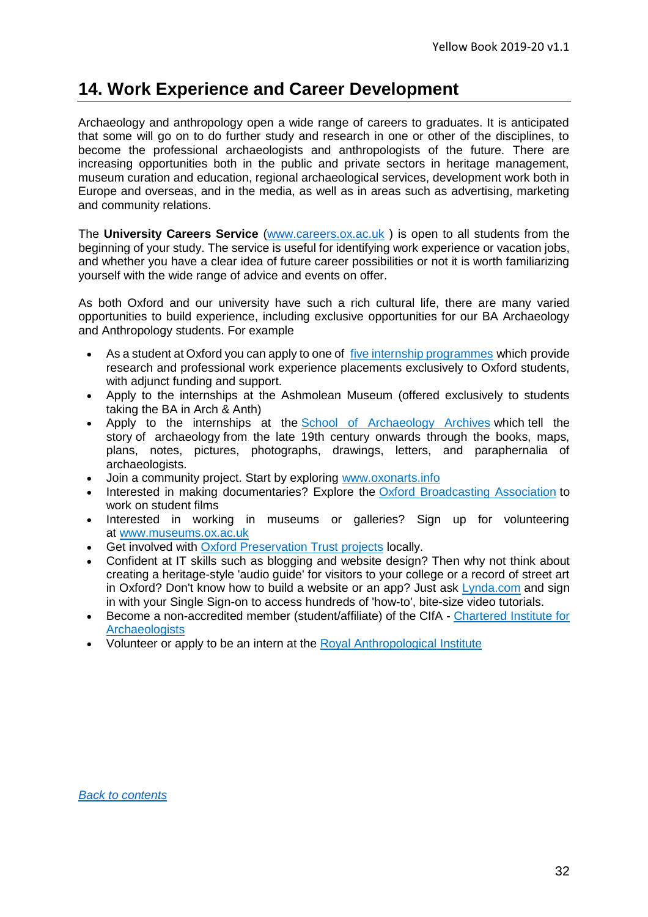## 14. Work Experience and Career Development

Archaeology and anthropology open a wide range of careers to graduates. It is anticipated that some will go on to do further study and research in one or other of the disciplines, to become the professional archaeologists and anthropologists of the future. There are increasing opportunities both in the public and private sectors in heritage management, museum curation and education, regional archaeological services, development work both in Europe and overseas, and in the media, as well as in areas such as advertising, marketing and community relations.

The **University Careers Service** (www.careers.ox.ac.uk ) is open to all students from the beginning of your study. The service is useful for identifying work experience or vacation jobs, and whether you have a clear idea of future career possibilities or not it is worth familiarizing yourself with the wide range of advice and events on offer.

As both Oxford and our university have such a rich cultural life, there are many varied opportunities to build experience, including exclusive opportunities for our BA Archaeology and Anthropology students. For example

- As a student at Oxford you can apply to one of five internship programmes which provide research and professional work experience placements exclusively to Oxford students, with adjunct funding and support.
- Apply to the internships at the Ashmolean Museum (offered exclusively to students taking the BA in Arch & Anth)
- Apply to the internships at the School of Archaeology Archives which tell the story of archaeology from the late 19th century onwards through the books, maps, plans, notes, pictures, photographs, drawings, letters, and paraphernalia of archaeologists.
- Join a community project. Start by exploring www.oxonarts.info
- Interested in making documentaries? Explore the Oxford Broadcasting Association to work on student films
- Interested in working in museums or galleries? Sign up for volunteering at www.museums.ox.ac.uk
- Get involved with Oxford Preservation Trust projects locally.
- Confident at IT skills such as blogging and website design? Then why not think about creating a heritage-style 'audio guide' for visitors to your college or a record of street art in Oxford? Don't know how to build a website or an app? Just ask Lynda.com and sign in with your Single Sign-on to access hundreds of 'how-to', bite-size video tutorials.
- Become a non-accredited member (student/affiliate) of the CIfA - Chartered Institute for Archaeologists
- Volunteer or apply to be an intern at the Royal Anthropological Institute

*Back to contents*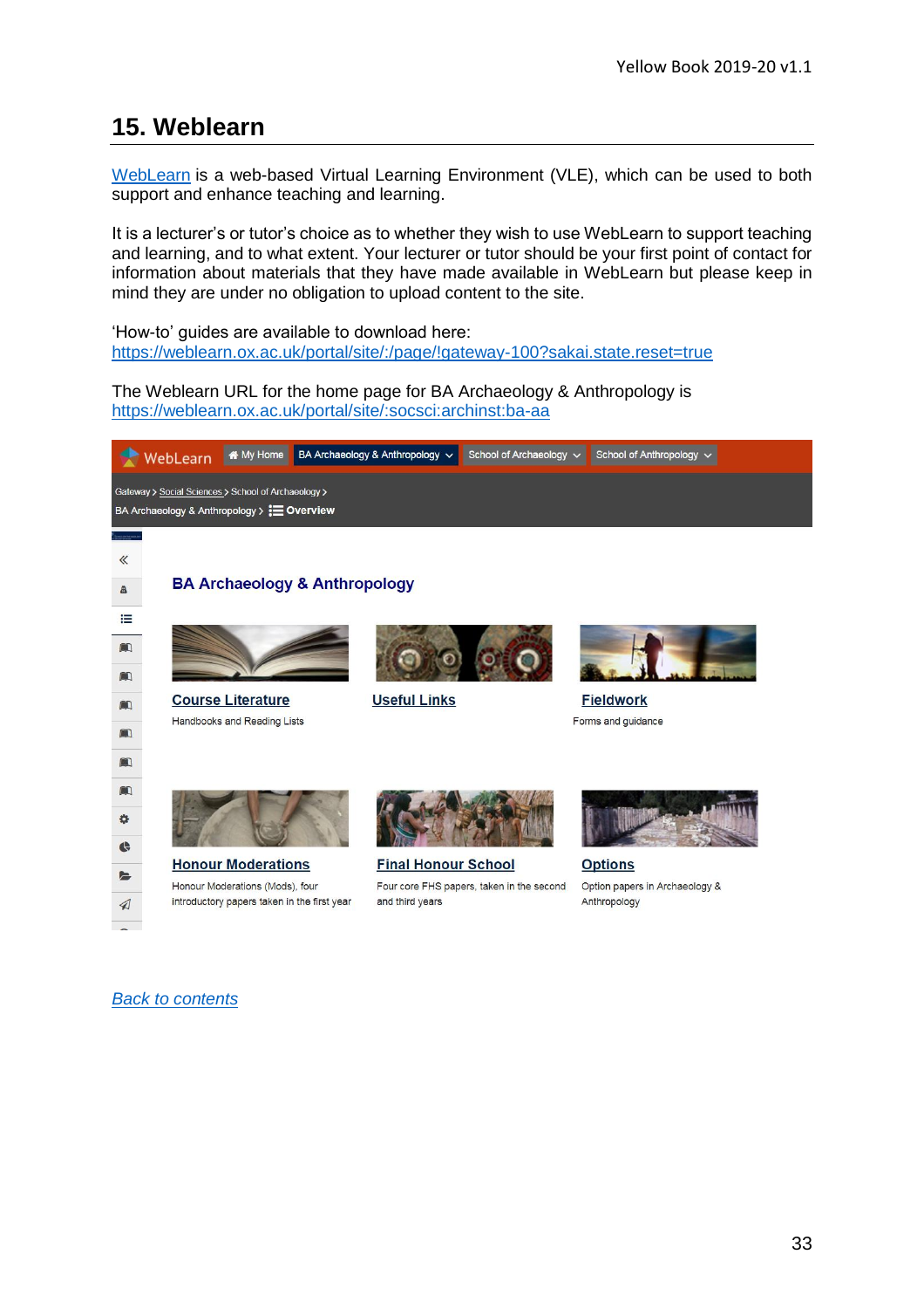# 15. Weblearn

WebLearn is a web-based Virtual Learning Environment (VLE), which can be used to both support and enhance teaching and learning.

It is a lecturer's or tutor's choice as to whether they wish to use WebLearn to support teaching and learning, and to what extent. Your lecturer or tutor should be your first point of contact for information about materials that they have made available in WebLearn but please keep in mind they are under no obligation to upload content to the site.

'How-to' guides are available to download here: https://weblearn.ox.ac.uk/portal/site/:/page/!gateway-100?sakai.state.reset=true

The Weblearn URL for the home page for BA Archaeology & Anthropology is https://weblearn.ox.ac.uk/portal/site/:socsci:archinst:ba-aa

WebLearn | My Home | BA Archaeology & Anthropology | School of Archaeology | School of Anthropology

Gateway > Social Sciences > School of Archaeology >
BA Archaeology & Anthropology > Overview

BA Archaeology & Anthropology

Course Literature
Handbooks and Reading Lists

Useful Links

Fieldwork
Forms and guidance

Honour Moderations
Honour Moderations (Mods), four introductory papers taken in the first year

Final Honour School
Four core FHS papers, taken in the second and third years

Options
Option papers in Archaeology & Anthropology

*Back to contents*